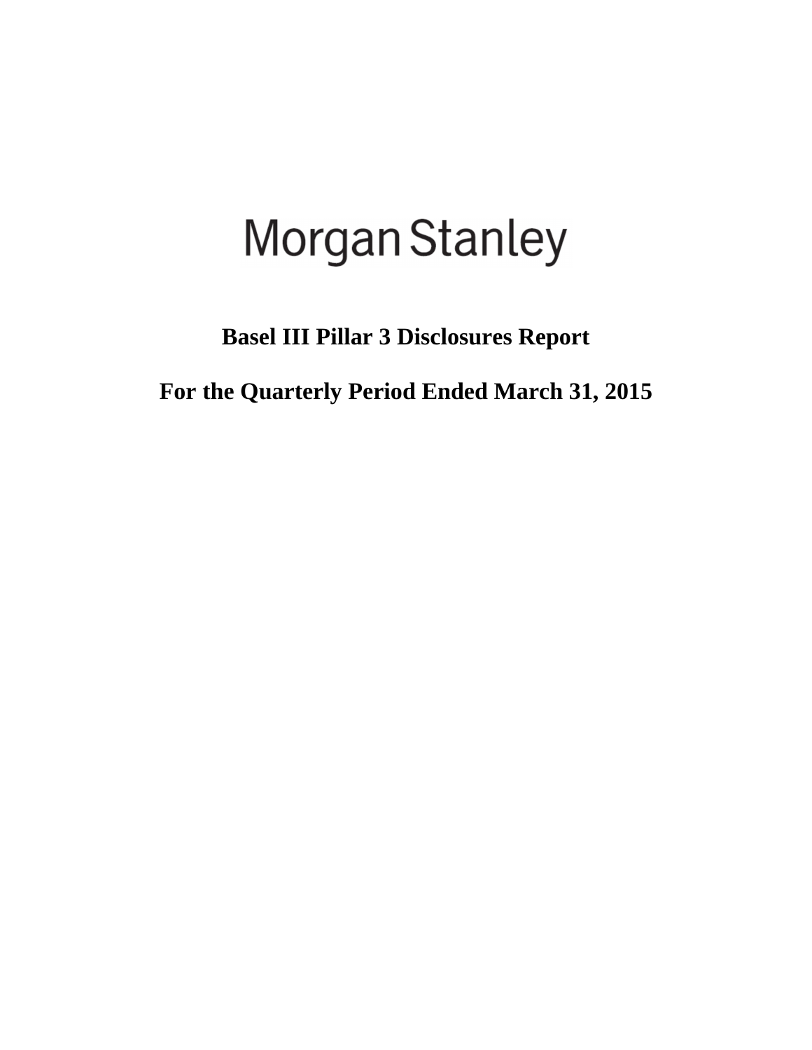# Morgan Stanley

## Basel III Pillar 3 Disclosures Report

## For the Quarterly Period Ended March 31, 2015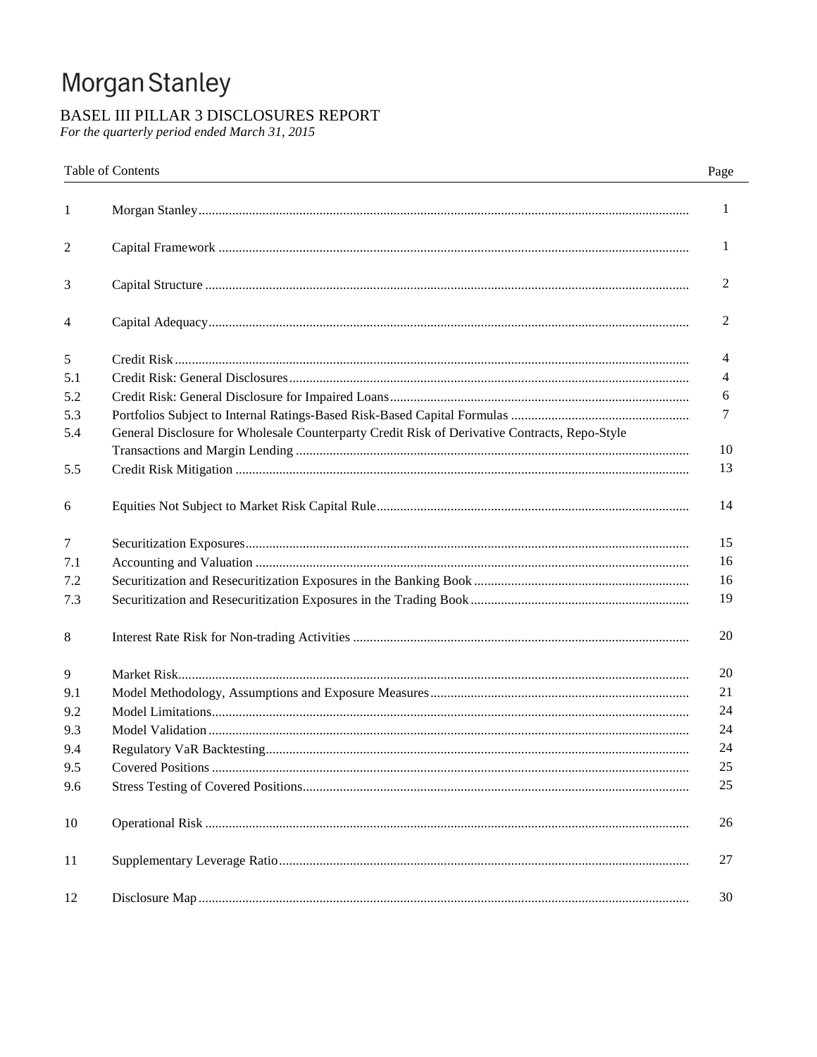# Morgan Stanley

## BASEL III PILLAR 3 DISCLOSURES REPORT

*For the quarterly period ended March 31, 2015*

| | Table of Contents | Page |
|---|---|---|
| 1 | Morgan Stanley | 1 |
| 2 | Capital Framework | 1 |
| 3 | Capital Structure | 2 |
| 4 | Capital Adequacy | 2 |
| 5 | Credit Risk | 4 |
| 5.1 | Credit Risk: General Disclosures | 4 |
| 5.2 | Credit Risk: General Disclosure for Impaired Loans | 6 |
| 5.3 | Portfolios Subject to Internal Ratings-Based Risk-Based Capital Formulas | 7 |
| 5.4 | General Disclosure for Wholesale Counterparty Credit Risk of Derivative Contracts, Repo-Style Transactions and Margin Lending | 10 |
| 5.5 | Credit Risk Mitigation | 13 |
| 6 | Equities Not Subject to Market Risk Capital Rule | 14 |
| 7 | Securitization Exposures | 15 |
| 7.1 | Accounting and Valuation | 16 |
| 7.2 | Securitization and Resecuritization Exposures in the Banking Book | 16 |
| 7.3 | Securitization and Resecuritization Exposures in the Trading Book | 19 |
| 8 | Interest Rate Risk for Non-trading Activities | 20 |
| 9 | Market Risk | 20 |
| 9.1 | Model Methodology, Assumptions and Exposure Measures | 21 |
| 9.2 | Model Limitations | 24 |
| 9.3 | Model Validation | 24 |
| 9.4 | Regulatory VaR Backtesting | 24 |
| 9.5 | Covered Positions | 25 |
| 9.6 | Stress Testing of Covered Positions | 25 |
| 10 | Operational Risk | 26 |
| 11 | Supplementary Leverage Ratio | 27 |
| 12 | Disclosure Map | 30 |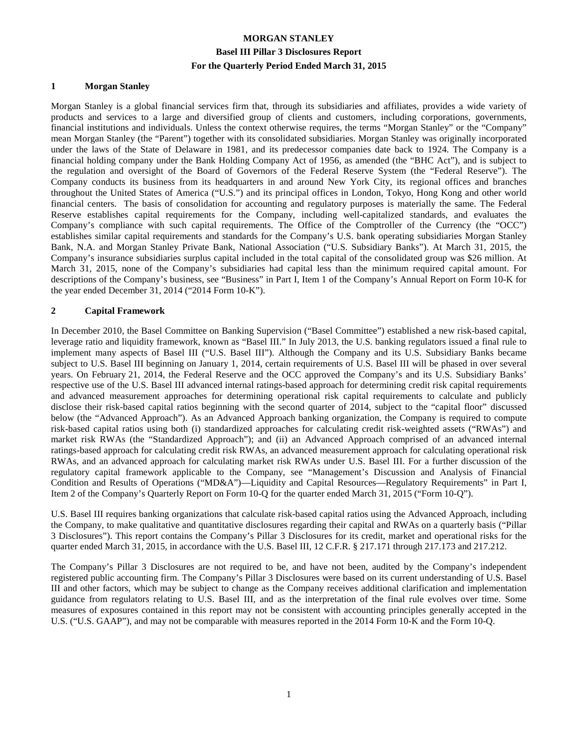**MORGAN STANLEY**

**Basel III Pillar 3 Disclosures Report**

**For the Quarterly Period Ended March 31, 2015**

## 1 Morgan Stanley

Morgan Stanley is a global financial services firm that, through its subsidiaries and affiliates, provides a wide variety of products and services to a large and diversified group of clients and customers, including corporations, governments, financial institutions and individuals. Unless the context otherwise requires, the terms "Morgan Stanley" or the "Company" mean Morgan Stanley (the "Parent") together with its consolidated subsidiaries. Morgan Stanley was originally incorporated under the laws of the State of Delaware in 1981, and its predecessor companies date back to 1924. The Company is a financial holding company under the Bank Holding Company Act of 1956, as amended (the "BHC Act"), and is subject to the regulation and oversight of the Board of Governors of the Federal Reserve System (the "Federal Reserve"). The Company conducts its business from its headquarters in and around New York City, its regional offices and branches throughout the United States of America ("U.S.") and its principal offices in London, Tokyo, Hong Kong and other world financial centers. The basis of consolidation for accounting and regulatory purposes is materially the same. The Federal Reserve establishes capital requirements for the Company, including well-capitalized standards, and evaluates the Company's compliance with such capital requirements. The Office of the Comptroller of the Currency (the "OCC") establishes similar capital requirements and standards for the Company's U.S. bank operating subsidiaries Morgan Stanley Bank, N.A. and Morgan Stanley Private Bank, National Association ("U.S. Subsidiary Banks"). At March 31, 2015, the Company's insurance subsidiaries surplus capital included in the total capital of the consolidated group was $26 million. At March 31, 2015, none of the Company's subsidiaries had capital less than the minimum required capital amount. For descriptions of the Company's business, see "Business" in Part I, Item 1 of the Company's Annual Report on Form 10-K for the year ended December 31, 2014 ("2014 Form 10-K").

## 2 Capital Framework

In December 2010, the Basel Committee on Banking Supervision ("Basel Committee") established a new risk-based capital, leverage ratio and liquidity framework, known as "Basel III." In July 2013, the U.S. banking regulators issued a final rule to implement many aspects of Basel III ("U.S. Basel III"). Although the Company and its U.S. Subsidiary Banks became subject to U.S. Basel III beginning on January 1, 2014, certain requirements of U.S. Basel III will be phased in over several years. On February 21, 2014, the Federal Reserve and the OCC approved the Company's and its U.S. Subsidiary Banks' respective use of the U.S. Basel III advanced internal ratings-based approach for determining credit risk capital requirements and advanced measurement approaches for determining operational risk capital requirements to calculate and publicly disclose their risk-based capital ratios beginning with the second quarter of 2014, subject to the "capital floor" discussed below (the "Advanced Approach"). As an Advanced Approach banking organization, the Company is required to compute risk-based capital ratios using both (i) standardized approaches for calculating credit risk-weighted assets ("RWAs") and market risk RWAs (the "Standardized Approach"); and (ii) an Advanced Approach comprised of an advanced internal ratings-based approach for calculating credit risk RWAs, an advanced measurement approach for calculating operational risk RWAs, and an advanced approach for calculating market risk RWAs under U.S. Basel III. For a further discussion of the regulatory capital framework applicable to the Company, see "Management's Discussion and Analysis of Financial Condition and Results of Operations ("MD&A")—Liquidity and Capital Resources—Regulatory Requirements" in Part I, Item 2 of the Company's Quarterly Report on Form 10-Q for the quarter ended March 31, 2015 ("Form 10-Q").

U.S. Basel III requires banking organizations that calculate risk-based capital ratios using the Advanced Approach, including the Company, to make qualitative and quantitative disclosures regarding their capital and RWAs on a quarterly basis ("Pillar 3 Disclosures"). This report contains the Company's Pillar 3 Disclosures for its credit, market and operational risks for the quarter ended March 31, 2015, in accordance with the U.S. Basel III, 12 C.F.R. § 217.171 through 217.173 and 217.212.

The Company's Pillar 3 Disclosures are not required to be, and have not been, audited by the Company's independent registered public accounting firm. The Company's Pillar 3 Disclosures were based on its current understanding of U.S. Basel III and other factors, which may be subject to change as the Company receives additional clarification and implementation guidance from regulators relating to U.S. Basel III, and as the interpretation of the final rule evolves over time. Some measures of exposures contained in this report may not be consistent with accounting principles generally accepted in the U.S. ("U.S. GAAP"), and may not be comparable with measures reported in the 2014 Form 10-K and the Form 10-Q.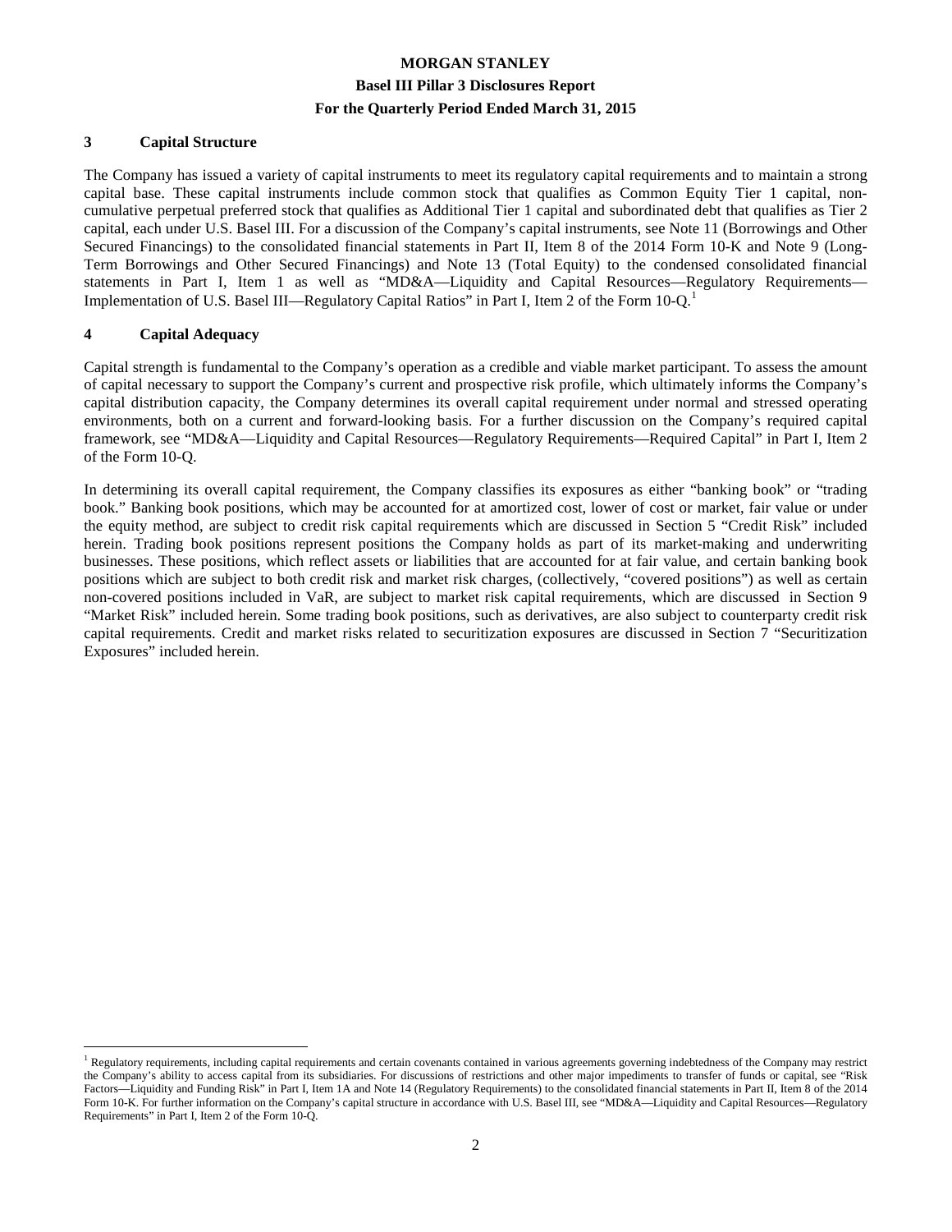## 3 Capital Structure

The Company has issued a variety of capital instruments to meet its regulatory capital requirements and to maintain a strong capital base. These capital instruments include common stock that qualifies as Common Equity Tier 1 capital, non-cumulative perpetual preferred stock that qualifies as Additional Tier 1 capital and subordinated debt that qualifies as Tier 2 capital, each under U.S. Basel III. For a discussion of the Company's capital instruments, see Note 11 (Borrowings and Other Secured Financings) to the consolidated financial statements in Part II, Item 8 of the 2014 Form 10-K and Note 9 (Long-Term Borrowings and Other Secured Financings) and Note 13 (Total Equity) to the condensed consolidated financial statements in Part I, Item 1 as well as "MD&A—Liquidity and Capital Resources—Regulatory Requirements—Implementation of U.S. Basel III—Regulatory Capital Ratios" in Part I, Item 2 of the Form 10-Q.[1]

## 4 Capital Adequacy

Capital strength is fundamental to the Company's operation as a credible and viable market participant. To assess the amount of capital necessary to support the Company's current and prospective risk profile, which ultimately informs the Company's capital distribution capacity, the Company determines its overall capital requirement under normal and stressed operating environments, both on a current and forward-looking basis. For a further discussion on the Company's required capital framework, see "MD&A—Liquidity and Capital Resources—Regulatory Requirements—Required Capital" in Part I, Item 2 of the Form 10-Q.

In determining its overall capital requirement, the Company classifies its exposures as either "banking book" or "trading book." Banking book positions, which may be accounted for at amortized cost, lower of cost or market, fair value or under the equity method, are subject to credit risk capital requirements which are discussed in Section 5 "Credit Risk" included herein. Trading book positions represent positions the Company holds as part of its market-making and underwriting businesses. These positions, which reflect assets or liabilities that are accounted for at fair value, and certain banking book positions which are subject to both credit risk and market risk charges, (collectively, "covered positions") as well as certain non-covered positions included in VaR, are subject to market risk capital requirements, which are discussed in Section 9 "Market Risk" included herein. Some trading book positions, such as derivatives, are also subject to counterparty credit risk capital requirements. Credit and market risks related to securitization exposures are discussed in Section 7 "Securitization Exposures" included herein.

---

[1] Regulatory requirements, including capital requirements and certain covenants contained in various agreements governing indebtedness of the Company may restrict the Company's ability to access capital from its subsidiaries. For discussions of restrictions and other major impediments to transfer of funds or capital, see "Risk Factors—Liquidity and Funding Risk" in Part I, Item 1A and Note 14 (Regulatory Requirements) to the consolidated financial statements in Part II, Item 8 of the 2014 Form 10-K. For further information on the Company's capital structure in accordance with U.S. Basel III, see "MD&A—Liquidity and Capital Resources—Regulatory Requirements" in Part I, Item 2 of the Form 10-Q.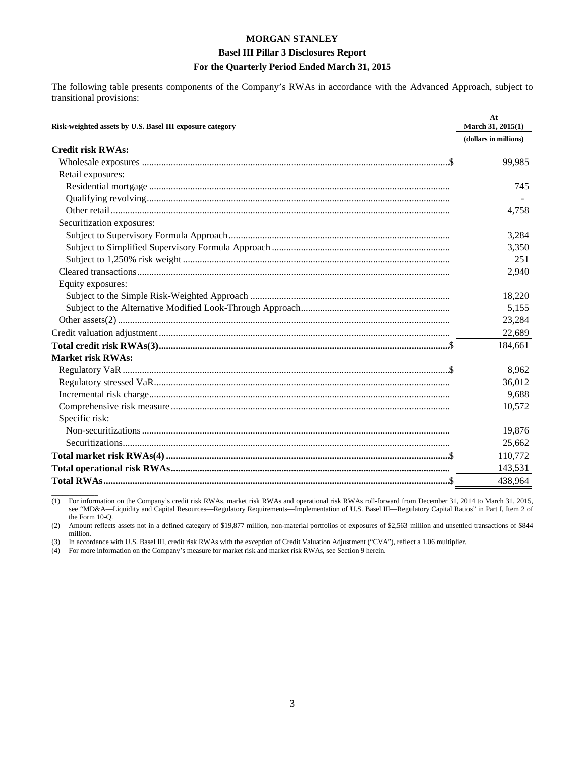**MORGAN STANLEY**

**Basel III Pillar 3 Disclosures Report**

**For the Quarterly Period Ended March 31, 2015**

The following table presents components of the Company's RWAs in accordance with the Advanced Approach, subject to transitional provisions:

| Risk-weighted assets by U.S. Basel III exposure category | At March 31, 2015(1) |
|---|---|
| | (dollars in millions) |
| **Credit risk RWAs:** | |
| Wholesale exposures | $ 99,985 |
| Retail exposures: | |
| Residential mortgage | 745 |
| Qualifying revolving | - |
| Other retail | 4,758 |
| Securitization exposures: | |
| Subject to Supervisory Formula Approach | 3,284 |
| Subject to Simplified Supervisory Formula Approach | 3,350 |
| Subject to 1,250% risk weight | 251 |
| Cleared transactions | 2,940 |
| Equity exposures: | |
| Subject to the Simple Risk-Weighted Approach | 18,220 |
| Subject to the Alternative Modified Look-Through Approach | 5,155 |
| Other assets(2) | 23,284 |
| Credit valuation adjustment | 22,689 |
| **Total credit risk RWAs(3)** | $ 184,661 |
| **Market risk RWAs:** | |
| Regulatory VaR | $ 8,962 |
| Regulatory stressed VaR | 36,012 |
| Incremental risk charge | 9,688 |
| Comprehensive risk measure | 10,572 |
| Specific risk: | |
| Non-securitizations | 19,876 |
| Securitizations | 25,662 |
| **Total market risk RWAs(4)** | $ 110,772 |
| **Total operational risk RWAs** | 143,531 |
| **Total RWAs** | $ 438,964 |

(1) For information on the Company's credit risk RWAs, market risk RWAs and operational risk RWAs roll-forward from December 31, 2014 to March 31, 2015, see "MD&A—Liquidity and Capital Resources—Regulatory Requirements—Implementation of U.S. Basel III—Regulatory Capital Ratios" in Part I, Item 2 of the Form 10-Q.

(2) Amount reflects assets not in a defined category of $19,877 million, non-material portfolios of exposures of $2,563 million and unsettled transactions of $844 million.

(3) In accordance with U.S. Basel III, credit risk RWAs with the exception of Credit Valuation Adjustment ("CVA"), reflect a 1.06 multiplier.

(4) For more information on the Company's measure for market risk and market risk RWAs, see Section 9 herein.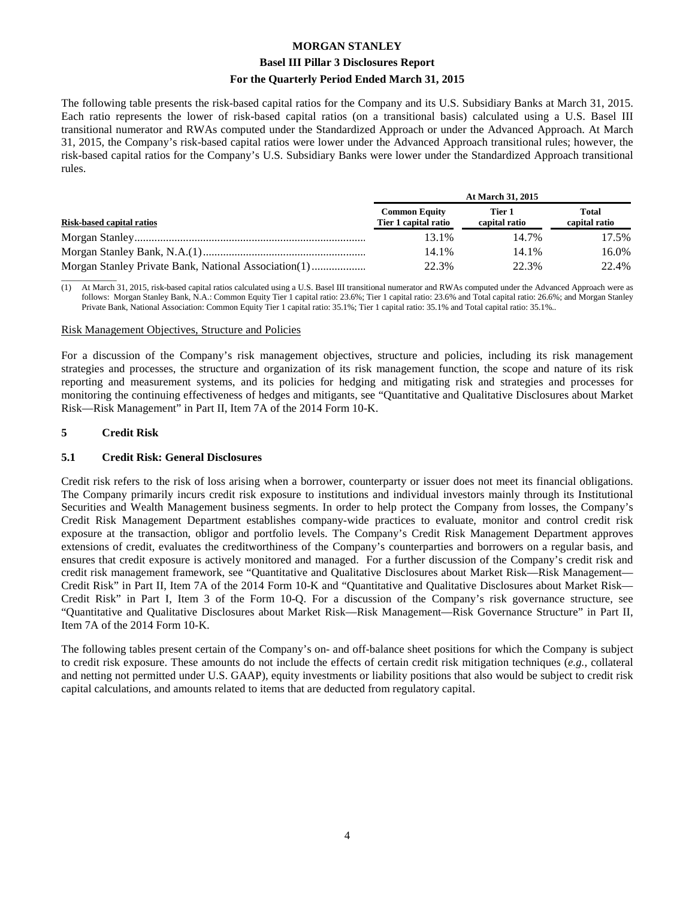The following table presents the risk-based capital ratios for the Company and its U.S. Subsidiary Banks at March 31, 2015. Each ratio represents the lower of risk-based capital ratios (on a transitional basis) calculated using a U.S. Basel III transitional numerator and RWAs computed under the Standardized Approach or under the Advanced Approach. At March 31, 2015, the Company's risk-based capital ratios were lower under the Advanced Approach transitional rules; however, the risk-based capital ratios for the Company's U.S. Subsidiary Banks were lower under the Standardized Approach transitional rules.

| | At March 31, 2015 | | |
|---|---|---|---|
| Risk-based capital ratios | Common Equity Tier 1 capital ratio | Tier 1 capital ratio | Total capital ratio |
| Morgan Stanley | 13.1% | 14.7% | 17.5% |
| Morgan Stanley Bank, N.A.(1) | 14.1% | 14.1% | 16.0% |
| Morgan Stanley Private Bank, National Association(1) | 22.3% | 22.3% | 22.4% |

(1) At March 31, 2015, risk-based capital ratios calculated using a U.S. Basel III transitional numerator and RWAs computed under the Advanced Approach were as follows: Morgan Stanley Bank, N.A.: Common Equity Tier 1 capital ratio: 23.6%; Tier 1 capital ratio: 23.6% and Total capital ratio: 26.6%; and Morgan Stanley Private Bank, National Association: Common Equity Tier 1 capital ratio: 35.1%; Tier 1 capital ratio: 35.1% and Total capital ratio: 35.1%..

Risk Management Objectives, Structure and Policies

For a discussion of the Company's risk management objectives, structure and policies, including its risk management strategies and processes, the structure and organization of its risk management function, the scope and nature of its risk reporting and measurement systems, and its policies for hedging and mitigating risk and strategies and processes for monitoring the continuing effectiveness of hedges and mitigants, see "Quantitative and Qualitative Disclosures about Market Risk—Risk Management" in Part II, Item 7A of the 2014 Form 10-K.

## 5 Credit Risk

### 5.1 Credit Risk: General Disclosures

Credit risk refers to the risk of loss arising when a borrower, counterparty or issuer does not meet its financial obligations. The Company primarily incurs credit risk exposure to institutions and individual investors mainly through its Institutional Securities and Wealth Management business segments. In order to help protect the Company from losses, the Company's Credit Risk Management Department establishes company-wide practices to evaluate, monitor and control credit risk exposure at the transaction, obligor and portfolio levels. The Company's Credit Risk Management Department approves extensions of credit, evaluates the creditworthiness of the Company's counterparties and borrowers on a regular basis, and ensures that credit exposure is actively monitored and managed. For a further discussion of the Company's credit risk and credit risk management framework, see "Quantitative and Qualitative Disclosures about Market Risk—Risk Management—Credit Risk" in Part II, Item 7A of the 2014 Form 10-K and "Quantitative and Qualitative Disclosures about Market Risk—Credit Risk" in Part I, Item 3 of the Form 10-Q. For a discussion of the Company's risk governance structure, see "Quantitative and Qualitative Disclosures about Market Risk—Risk Management—Risk Governance Structure" in Part II, Item 7A of the 2014 Form 10-K.

The following tables present certain of the Company's on- and off-balance sheet positions for which the Company is subject to credit risk exposure. These amounts do not include the effects of certain credit risk mitigation techniques (*e.g.*, collateral and netting not permitted under U.S. GAAP), equity investments or liability positions that also would be subject to credit risk capital calculations, and amounts related to items that are deducted from regulatory capital.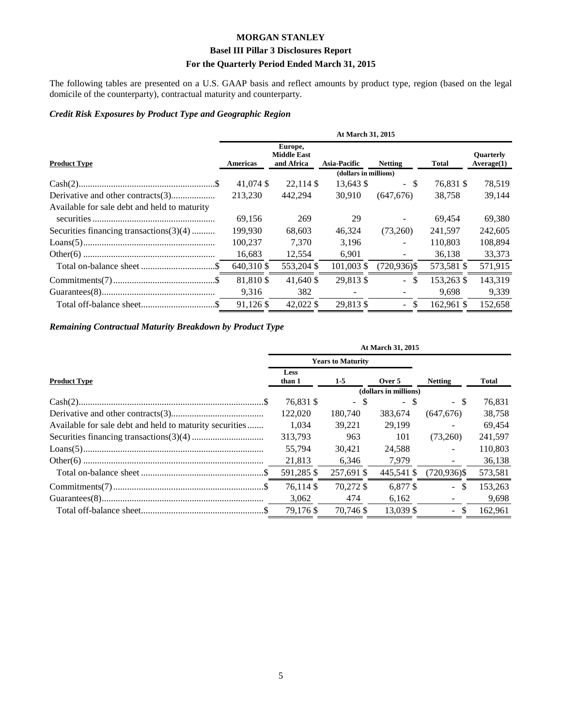**MORGAN STANLEY**

**Basel III Pillar 3 Disclosures Report**

**For the Quarterly Period Ended March 31, 2015**

The following tables are presented on a U.S. GAAP basis and reflect amounts by product type, region (based on the legal domicile of the counterparty), contractual maturity and counterparty.

### *Credit Risk Exposures by Product Type and Geographic Region*

| | At March 31, 2015 | | | | | |
|---|---|---|---|---|---|---|
| **Product Type** | **Americas** | **Europe, Middle East and Africa** | **Asia-Pacific** | **Netting** | **Total** | **Quarterly Average(1)** |
| | | | (dollars in millions) | | | |
| Cash(2) | $ 41,074 | $ 22,114 | $ 13,643 | $ - | $ 76,831 | $ 78,519 |
| Derivative and other contracts(3) | 213,230 | 442,294 | 30,910 | (647,676) | 38,758 | 39,144 |
| Available for sale debt and held to maturity securities | 69,156 | 269 | 29 | - | 69,454 | 69,380 |
| Securities financing transactions(3)(4) | 199,930 | 68,603 | 46,324 | (73,260) | 241,597 | 242,605 |
| Loans(5) | 100,237 | 7,370 | 3,196 | - | 110,803 | 108,894 |
| Other(6) | 16,683 | 12,554 | 6,901 | - | 36,138 | 33,373 |
| Total on-balance sheet | $ 640,310 | $ 553,204 | $ 101,003 | $ (720,936) | $ 573,581 | $ 571,915 |
| Commitments(7) | $ 81,810 | $ 41,640 | $ 29,813 | $ - | $ 153,263 | $ 143,319 |
| Guarantees(8) | 9,316 | 382 | - | - | 9,698 | 9,339 |
| Total off-balance sheet | $ 91,126 | $ 42,022 | $ 29,813 | $ - | $ 162,961 | $ 152,658 |

### *Remaining Contractual Maturity Breakdown by Product Type*

| | At March 31, 2015 | | | | |
|---|---|---|---|---|---|
| | Years to Maturity | | | | |
| **Product Type** | **Less than 1** | **1-5** | **Over 5** | **Netting** | **Total** |
| | | | (dollars in millions) | | |
| Cash(2) | $ 76,831 | $ - | $ - | $ - | $ 76,831 |
| Derivative and other contracts(3) | 122,020 | 180,740 | 383,674 | (647,676) | 38,758 |
| Available for sale debt and held to maturity securities | 1,034 | 39,221 | 29,199 | - | 69,454 |
| Securities financing transactions(3)(4) | 313,793 | 963 | 101 | (73,260) | 241,597 |
| Loans(5) | 55,794 | 30,421 | 24,588 | - | 110,803 |
| Other(6) | 21,813 | 6,346 | 7,979 | - | 36,138 |
| Total on-balance sheet | $ 591,285 | $ 257,691 | $ 445,541 | $ (720,936) | $ 573,581 |
| Commitments(7) | $ 76,114 | $ 70,272 | $ 6,877 | $ - | $ 153,263 |
| Guarantees(8) | 3,062 | 474 | 6,162 | - | 9,698 |
| Total off-balance sheet | $ 79,176 | $ 70,746 | $ 13,039 | $ - | $ 162,961 |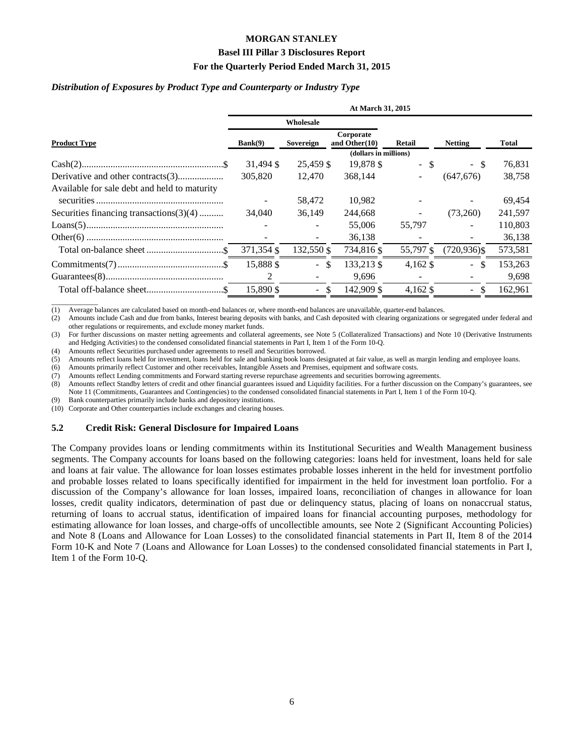*Distribution of Exposures by Product Type and Counterparty or Industry Type*

| | At March 31, 2015 | | | | | |
|---|---|---|---|---|---|---|
| | Wholesale | | | | | |
| **Product Type** | **Bank(9)** | **Sovereign** | **Corporate and Other(10)** | **Retail** | **Netting** | **Total** |
| | (dollars in millions) | | | | | |
| Cash(2) | $ 31,494 | $ 25,459 | $ 19,878 | $ - | $ - | $ 76,831 |
| Derivative and other contracts(3) | 305,820 | 12,470 | 368,144 | - | (647,676) | 38,758 |
| Available for sale debt and held to maturity securities | - | 58,472 | 10,982 | - | - | 69,454 |
| Securities financing transactions(3)(4) | 34,040 | 36,149 | 244,668 | - | (73,260) | 241,597 |
| Loans(5) | - | - | 55,006 | 55,797 | - | 110,803 |
| Other(6) | - | - | 36,138 | - | - | 36,138 |
| Total on-balance sheet | $ 371,354 | $ 132,550 | $ 734,816 | $ 55,797 | $ (720,936) | $ 573,581 |
| Commitments(7) | $ 15,888 | $ - | $ 133,213 | $ 4,162 | $ - | $ 153,263 |
| Guarantees(8) | 2 | - | 9,696 | - | - | 9,698 |
| Total off-balance sheet | $ 15,890 | $ - | $ 142,909 | $ 4,162 | $ - | $ 162,961 |

(1) Average balances are calculated based on month-end balances or, where month-end balances are unavailable, quarter-end balances.
(2) Amounts include Cash and due from banks, Interest bearing deposits with banks, and Cash deposited with clearing organizations or segregated under federal and other regulations or requirements, and exclude money market funds.
(3) For further discussions on master netting agreements and collateral agreements, see Note 5 (Collateralized Transactions) and Note 10 (Derivative Instruments and Hedging Activities) to the condensed consolidated financial statements in Part I, Item 1 of the Form 10-Q.
(4) Amounts reflect Securities purchased under agreements to resell and Securities borrowed.
(5) Amounts reflect loans held for investment, loans held for sale and banking book loans designated at fair value, as well as margin lending and employee loans.
(6) Amounts primarily reflect Customer and other receivables, Intangible Assets and Premises, equipment and software costs.
(7) Amounts reflect Lending commitments and Forward starting reverse repurchase agreements and securities borrowing agreements.
(8) Amounts reflect Standby letters of credit and other financial guarantees issued and Liquidity facilities. For a further discussion on the Company's guarantees, see Note 11 (Commitments, Guarantees and Contingencies) to the condensed consolidated financial statements in Part I, Item 1 of the Form 10-Q.
(9) Bank counterparties primarily include banks and depository institutions.
(10) Corporate and Other counterparties include exchanges and clearing houses.

## 5.2 Credit Risk: General Disclosure for Impaired Loans

The Company provides loans or lending commitments within its Institutional Securities and Wealth Management business segments. The Company accounts for loans based on the following categories: loans held for investment, loans held for sale and loans at fair value. The allowance for loan losses estimates probable losses inherent in the held for investment portfolio and probable losses related to loans specifically identified for impairment in the held for investment loan portfolio. For a discussion of the Company's allowance for loan losses, impaired loans, reconciliation of changes in allowance for loan losses, credit quality indicators, determination of past due or delinquency status, placing of loans on nonaccrual status, returning of loans to accrual status, identification of impaired loans for financial accounting purposes, methodology for estimating allowance for loan losses, and charge-offs of uncollectible amounts, see Note 2 (Significant Accounting Policies) and Note 8 (Loans and Allowance for Loan Losses) to the consolidated financial statements in Part II, Item 8 of the 2014 Form 10-K and Note 7 (Loans and Allowance for Loan Losses) to the condensed consolidated financial statements in Part I, Item 1 of the Form 10-Q.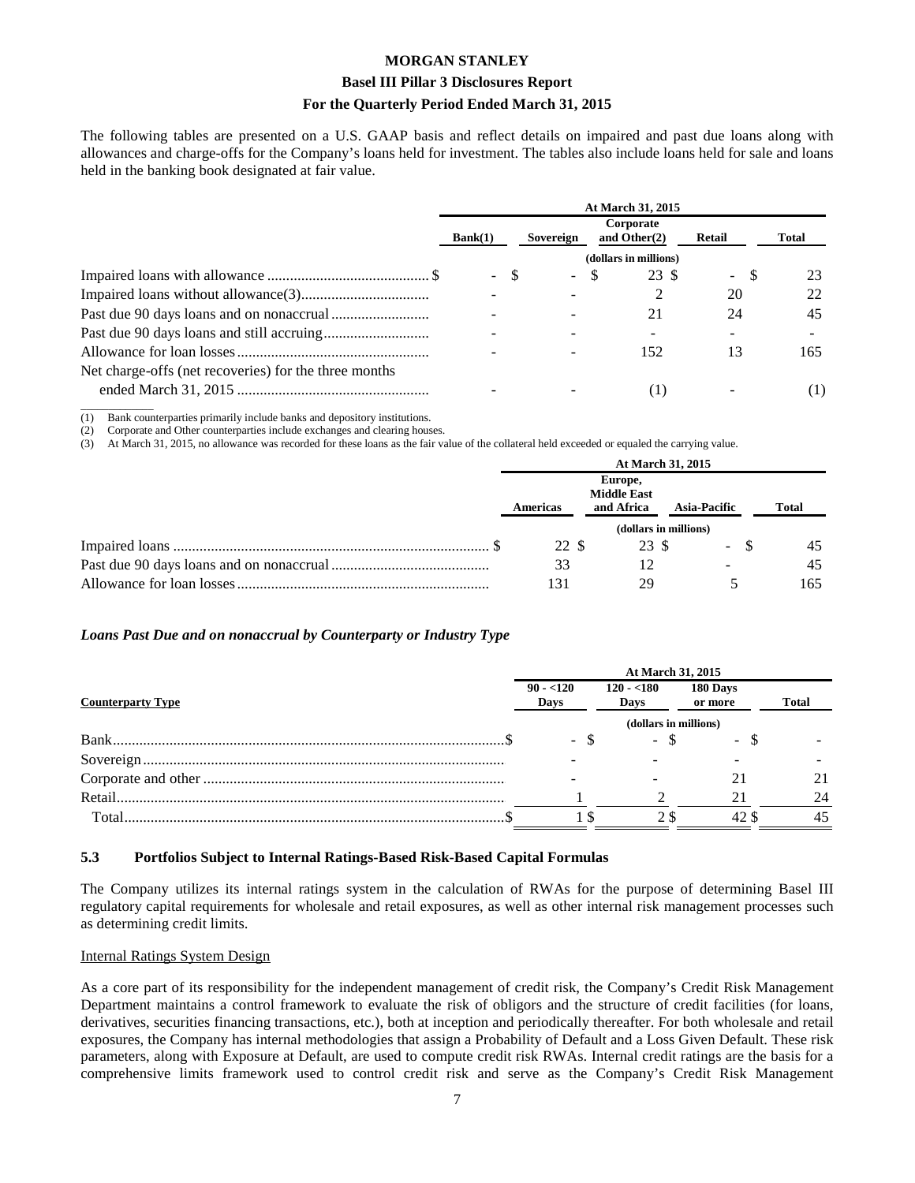The following tables are presented on a U.S. GAAP basis and reflect details on impaired and past due loans along with allowances and charge-offs for the Company's loans held for investment. The tables also include loans held for sale and loans held in the banking book designated at fair value.

| | At March 31, 2015 | | | | |
|---|---|---|---|---|---|
| | Bank(1) | Sovereign | Corporate and Other(2) | Retail | Total |
| | (dollars in millions) | | | | |
| Impaired loans with allowance | $ - | $ - | $ 23 | $ - | $ 23 |
| Impaired loans without allowance(3) | - | - | 2 | 20 | 22 |
| Past due 90 days loans and on nonaccrual | - | - | 21 | 24 | 45 |
| Past due 90 days loans and still accruing | - | - | - | - | - |
| Allowance for loan losses | - | - | 152 | 13 | 165 |
| Net charge-offs (net recoveries) for the three months ended March 31, 2015 | - | - | (1) | - | (1) |

(1) Bank counterparties primarily include banks and depository institutions.
(2) Corporate and Other counterparties include exchanges and clearing houses.
(3) At March 31, 2015, no allowance was recorded for these loans as the fair value of the collateral held exceeded or equaled the carrying value.

| | At March 31, 2015 | | | |
|---|---|---|---|---|
| | Americas | Europe, Middle East and Africa | Asia-Pacific | Total |
| | (dollars in millions) | | | |
| Impaired loans | $ 22 | $ 23 | $ - | $ 45 |
| Past due 90 days loans and on nonaccrual | 33 | 12 | - | 45 |
| Allowance for loan losses | 131 | 29 | 5 | 165 |

***Loans Past Due and on nonaccrual by Counterparty or Industry Type***

| Counterparty Type | At March 31, 2015 | | | |
|---|---|---|---|---|
| | 90 - <120 Days | 120 - <180 Days | 180 Days or more | Total |
| | (dollars in millions) | | | |
| Bank | $ - | $ - | $ - | $ - |
| Sovereign | - | - | - | - |
| Corporate and other | - | - | 21 | 21 |
| Retail | 1 | 2 | 21 | 24 |
| Total | $ 1 | $ 2 | $ 42 | $ 45 |

### 5.3 Portfolios Subject to Internal Ratings-Based Risk-Based Capital Formulas

The Company utilizes its internal ratings system in the calculation of RWAs for the purpose of determining Basel III regulatory capital requirements for wholesale and retail exposures, as well as other internal risk management processes such as determining credit limits.

Internal Ratings System Design

As a core part of its responsibility for the independent management of credit risk, the Company's Credit Risk Management Department maintains a control framework to evaluate the risk of obligors and the structure of credit facilities (for loans, derivatives, securities financing transactions, etc.), both at inception and periodically thereafter. For both wholesale and retail exposures, the Company has internal methodologies that assign a Probability of Default and a Loss Given Default. These risk parameters, along with Exposure at Default, are used to compute credit risk RWAs. Internal credit ratings are the basis for a comprehensive limits framework used to control credit risk and serve as the Company's Credit Risk Management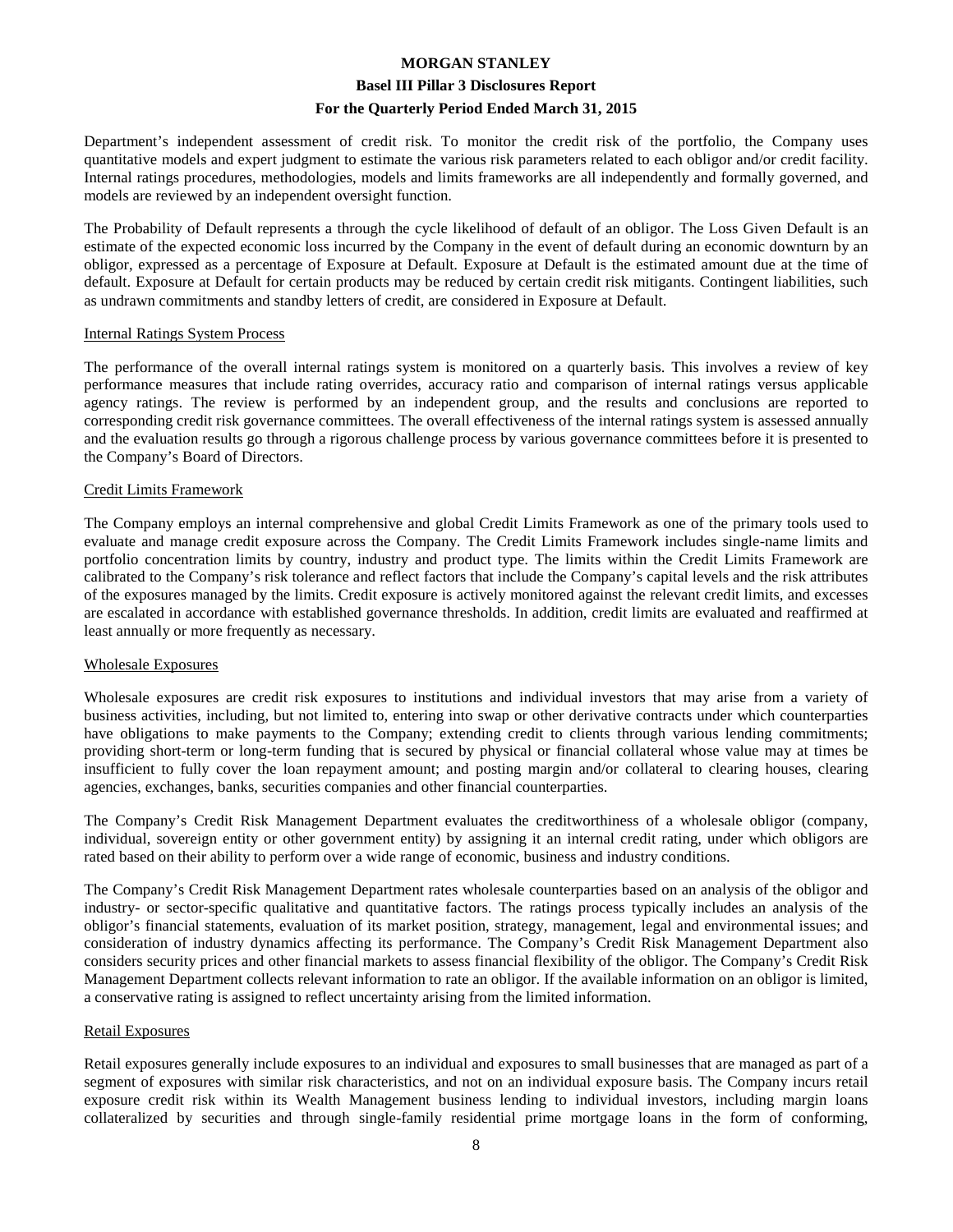Department's independent assessment of credit risk. To monitor the credit risk of the portfolio, the Company uses quantitative models and expert judgment to estimate the various risk parameters related to each obligor and/or credit facility. Internal ratings procedures, methodologies, models and limits frameworks are all independently and formally governed, and models are reviewed by an independent oversight function.

The Probability of Default represents a through the cycle likelihood of default of an obligor. The Loss Given Default is an estimate of the expected economic loss incurred by the Company in the event of default during an economic downturn by an obligor, expressed as a percentage of Exposure at Default. Exposure at Default is the estimated amount due at the time of default. Exposure at Default for certain products may be reduced by certain credit risk mitigants. Contingent liabilities, such as undrawn commitments and standby letters of credit, are considered in Exposure at Default.

## Internal Ratings System Process

The performance of the overall internal ratings system is monitored on a quarterly basis. This involves a review of key performance measures that include rating overrides, accuracy ratio and comparison of internal ratings versus applicable agency ratings. The review is performed by an independent group, and the results and conclusions are reported to corresponding credit risk governance committees. The overall effectiveness of the internal ratings system is assessed annually and the evaluation results go through a rigorous challenge process by various governance committees before it is presented to the Company's Board of Directors.

## Credit Limits Framework

The Company employs an internal comprehensive and global Credit Limits Framework as one of the primary tools used to evaluate and manage credit exposure across the Company. The Credit Limits Framework includes single-name limits and portfolio concentration limits by country, industry and product type. The limits within the Credit Limits Framework are calibrated to the Company's risk tolerance and reflect factors that include the Company's capital levels and the risk attributes of the exposures managed by the limits. Credit exposure is actively monitored against the relevant credit limits, and excesses are escalated in accordance with established governance thresholds. In addition, credit limits are evaluated and reaffirmed at least annually or more frequently as necessary.

## Wholesale Exposures

Wholesale exposures are credit risk exposures to institutions and individual investors that may arise from a variety of business activities, including, but not limited to, entering into swap or other derivative contracts under which counterparties have obligations to make payments to the Company; extending credit to clients through various lending commitments; providing short-term or long-term funding that is secured by physical or financial collateral whose value may at times be insufficient to fully cover the loan repayment amount; and posting margin and/or collateral to clearing houses, clearing agencies, exchanges, banks, securities companies and other financial counterparties.

The Company's Credit Risk Management Department evaluates the creditworthiness of a wholesale obligor (company, individual, sovereign entity or other government entity) by assigning it an internal credit rating, under which obligors are rated based on their ability to perform over a wide range of economic, business and industry conditions.

The Company's Credit Risk Management Department rates wholesale counterparties based on an analysis of the obligor and industry- or sector-specific qualitative and quantitative factors. The ratings process typically includes an analysis of the obligor's financial statements, evaluation of its market position, strategy, management, legal and environmental issues; and consideration of industry dynamics affecting its performance. The Company's Credit Risk Management Department also considers security prices and other financial markets to assess financial flexibility of the obligor. The Company's Credit Risk Management Department collects relevant information to rate an obligor. If the available information on an obligor is limited, a conservative rating is assigned to reflect uncertainty arising from the limited information.

## Retail Exposures

Retail exposures generally include exposures to an individual and exposures to small businesses that are managed as part of a segment of exposures with similar risk characteristics, and not on an individual exposure basis. The Company incurs retail exposure credit risk within its Wealth Management business lending to individual investors, including margin loans collateralized by securities and through single-family residential prime mortgage loans in the form of conforming,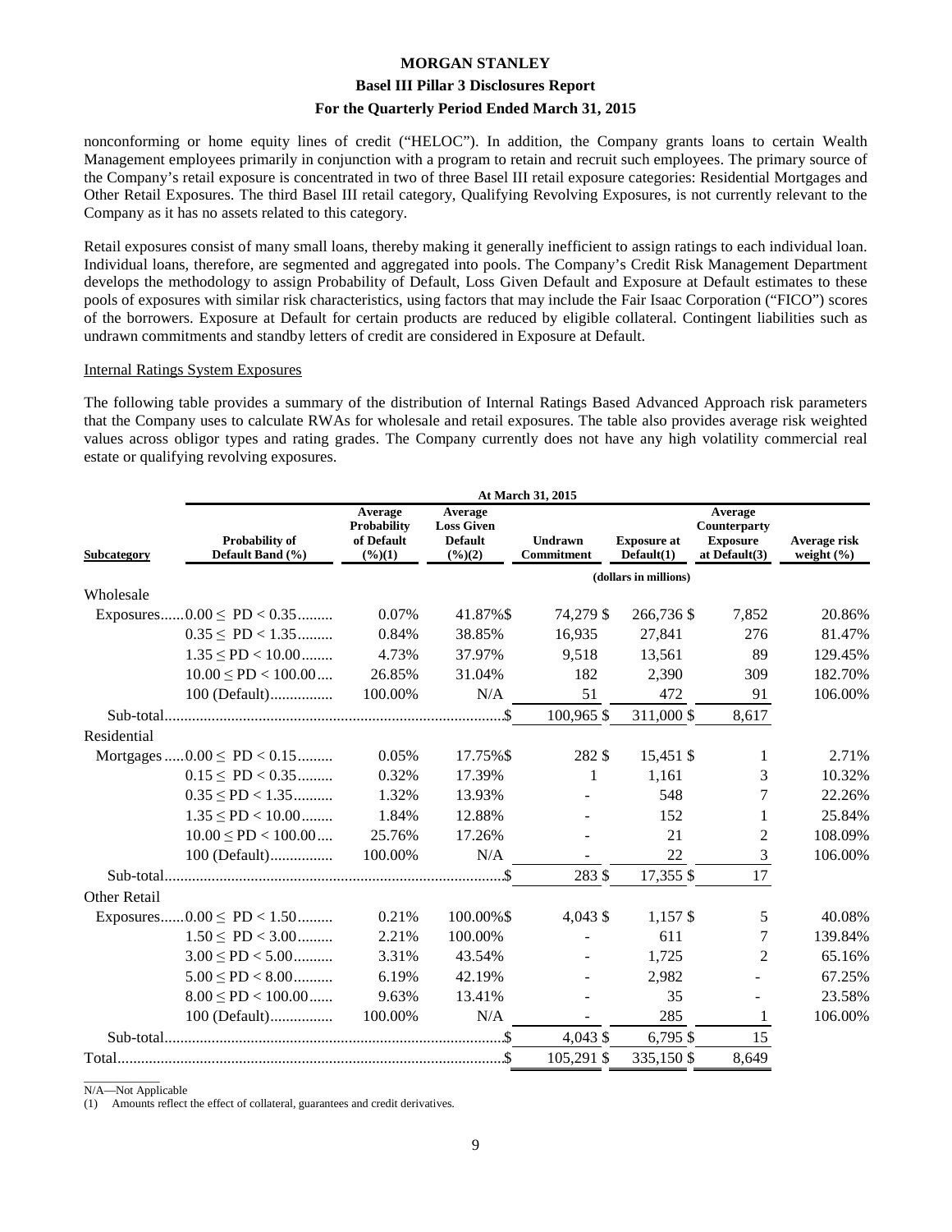nonconforming or home equity lines of credit ("HELOC"). In addition, the Company grants loans to certain Wealth Management employees primarily in conjunction with a program to retain and recruit such employees. The primary source of the Company's retail exposure is concentrated in two of three Basel III retail exposure categories: Residential Mortgages and Other Retail Exposures. The third Basel III retail category, Qualifying Revolving Exposures, is not currently relevant to the Company as it has no assets related to this category.

Retail exposures consist of many small loans, thereby making it generally inefficient to assign ratings to each individual loan. Individual loans, therefore, are segmented and aggregated into pools. The Company's Credit Risk Management Department develops the methodology to assign Probability of Default, Loss Given Default and Exposure at Default estimates to these pools of exposures with similar risk characteristics, using factors that may include the Fair Isaac Corporation ("FICO") scores of the borrowers. Exposure at Default for certain products are reduced by eligible collateral. Contingent liabilities such as undrawn commitments and standby letters of credit are considered in Exposure at Default.

Internal Ratings System Exposures

The following table provides a summary of the distribution of Internal Ratings Based Advanced Approach risk parameters that the Company uses to calculate RWAs for wholesale and retail exposures. The table also provides average risk weighted values across obligor types and rating grades. The Company currently does not have any high volatility commercial real estate or qualifying revolving exposures.

| | At March 31, 2015 | | | | | | |
|---|---|---|---|---|---|---|---|
| Subcategory | Probability of Default Band (%) | Average Probability of Default (%)(1) | Average Loss Given Default (%)(2) | Undrawn Commitment | Exposure at Default(1) | Average Counterparty Exposure at Default(3) | Average risk weight (%) |
| | | | | (dollars in millions) | | | |
| Wholesale | | | | | | | |
| Exposures | 0.00 ≤ PD < 0.35 | 0.07% | 41.87% | $ 74,279 | $ 266,736 | $ 7,852 | 20.86% |
| | 0.35 ≤ PD < 1.35 | 0.84% | 38.85% | 16,935 | 27,841 | 276 | 81.47% |
| | 1.35 ≤ PD < 10.00 | 4.73% | 37.97% | 9,518 | 13,561 | 89 | 129.45% |
| | 10.00 ≤ PD < 100.00 | 26.85% | 31.04% | 182 | 2,390 | 309 | 182.70% |
| | 100 (Default) | 100.00% | N/A | 51 | 472 | 91 | 106.00% |
| Sub-total | | | | $ 100,965 | $ 311,000 | $ 8,617 | |
| Residential | | | | | | | |
| Mortgages | 0.00 ≤ PD < 0.15 | 0.05% | 17.75% | $ 282 | $ 15,451 | $ 1 | 2.71% |
| | 0.15 ≤ PD < 0.35 | 0.32% | 17.39% | 1 | 1,161 | 3 | 10.32% |
| | 0.35 ≤ PD < 1.35 | 1.32% | 13.93% | - | 548 | 7 | 22.26% |
| | 1.35 ≤ PD < 10.00 | 1.84% | 12.88% | - | 152 | 1 | 25.84% |
| | 10.00 ≤ PD < 100.00 | 25.76% | 17.26% | - | 21 | 2 | 108.09% |
| | 100 (Default) | 100.00% | N/A | - | 22 | 3 | 106.00% |
| Sub-total | | | | $ 283 | $ 17,355 | $ 17 | |
| Other Retail | | | | | | | |
| Exposures | 0.00 ≤ PD < 1.50 | 0.21% | 100.00% | $ 4,043 | $ 1,157 | $ 5 | 40.08% |
| | 1.50 ≤ PD < 3.00 | 2.21% | 100.00% | - | 611 | 7 | 139.84% |
| | 3.00 ≤ PD < 5.00 | 3.31% | 43.54% | - | 1,725 | 2 | 65.16% |
| | 5.00 ≤ PD < 8.00 | 6.19% | 42.19% | - | 2,982 | - | 67.25% |
| | 8.00 ≤ PD < 100.00 | 9.63% | 13.41% | - | 35 | - | 23.58% |
| | 100 (Default) | 100.00% | N/A | - | 285 | 1 | 106.00% |
| Sub-total | | | | $ 4,043 | $ 6,795 | $ 15 | |
| Total | | | | $ 105,291 | $ 335,150 | $ 8,649 | |

N/A—Not Applicable

(1) Amounts reflect the effect of collateral, guarantees and credit derivatives.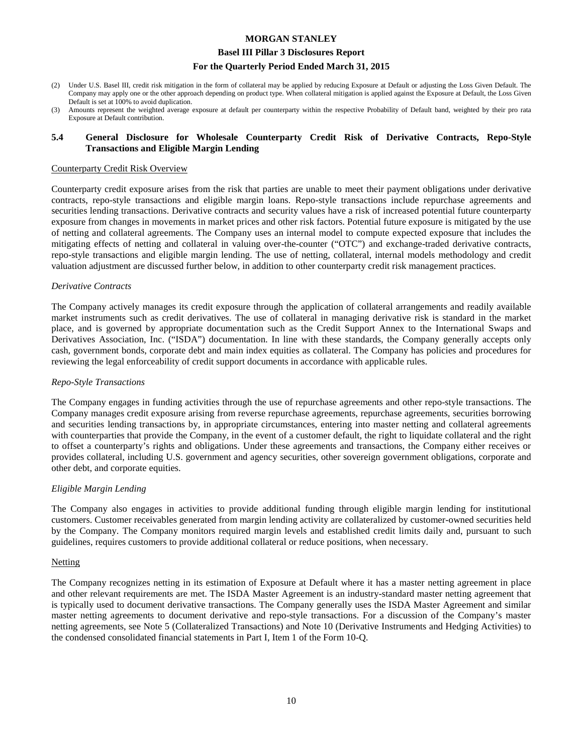(2) Under U.S. Basel III, credit risk mitigation in the form of collateral may be applied by reducing Exposure at Default or adjusting the Loss Given Default. The Company may apply one or the other approach depending on product type. When collateral mitigation is applied against the Exposure at Default, the Loss Given Default is set at 100% to avoid duplication.

(3) Amounts represent the weighted average exposure at default per counterparty within the respective Probability of Default band, weighted by their pro rata Exposure at Default contribution.

## 5.4 General Disclosure for Wholesale Counterparty Credit Risk of Derivative Contracts, Repo-Style Transactions and Eligible Margin Lending

Counterparty Credit Risk Overview

Counterparty credit exposure arises from the risk that parties are unable to meet their payment obligations under derivative contracts, repo-style transactions and eligible margin loans. Repo-style transactions include repurchase agreements and securities lending transactions. Derivative contracts and security values have a risk of increased potential future counterparty exposure from changes in movements in market prices and other risk factors. Potential future exposure is mitigated by the use of netting and collateral agreements. The Company uses an internal model to compute expected exposure that includes the mitigating effects of netting and collateral in valuing over-the-counter ("OTC") and exchange-traded derivative contracts, repo-style transactions and eligible margin lending. The use of netting, collateral, internal models methodology and credit valuation adjustment are discussed further below, in addition to other counterparty credit risk management practices.

*Derivative Contracts*

The Company actively manages its credit exposure through the application of collateral arrangements and readily available market instruments such as credit derivatives. The use of collateral in managing derivative risk is standard in the market place, and is governed by appropriate documentation such as the Credit Support Annex to the International Swaps and Derivatives Association, Inc. ("ISDA") documentation. In line with these standards, the Company generally accepts only cash, government bonds, corporate debt and main index equities as collateral. The Company has policies and procedures for reviewing the legal enforceability of credit support documents in accordance with applicable rules.

*Repo-Style Transactions*

The Company engages in funding activities through the use of repurchase agreements and other repo-style transactions. The Company manages credit exposure arising from reverse repurchase agreements, repurchase agreements, securities borrowing and securities lending transactions by, in appropriate circumstances, entering into master netting and collateral agreements with counterparties that provide the Company, in the event of a customer default, the right to liquidate collateral and the right to offset a counterparty's rights and obligations. Under these agreements and transactions, the Company either receives or provides collateral, including U.S. government and agency securities, other sovereign government obligations, corporate and other debt, and corporate equities.

*Eligible Margin Lending*

The Company also engages in activities to provide additional funding through eligible margin lending for institutional customers. Customer receivables generated from margin lending activity are collateralized by customer-owned securities held by the Company. The Company monitors required margin levels and established credit limits daily and, pursuant to such guidelines, requires customers to provide additional collateral or reduce positions, when necessary.

Netting

The Company recognizes netting in its estimation of Exposure at Default where it has a master netting agreement in place and other relevant requirements are met. The ISDA Master Agreement is an industry-standard master netting agreement that is typically used to document derivative transactions. The Company generally uses the ISDA Master Agreement and similar master netting agreements to document derivative and repo-style transactions. For a discussion of the Company's master netting agreements, see Note 5 (Collateralized Transactions) and Note 10 (Derivative Instruments and Hedging Activities) to the condensed consolidated financial statements in Part I, Item 1 of the Form 10-Q.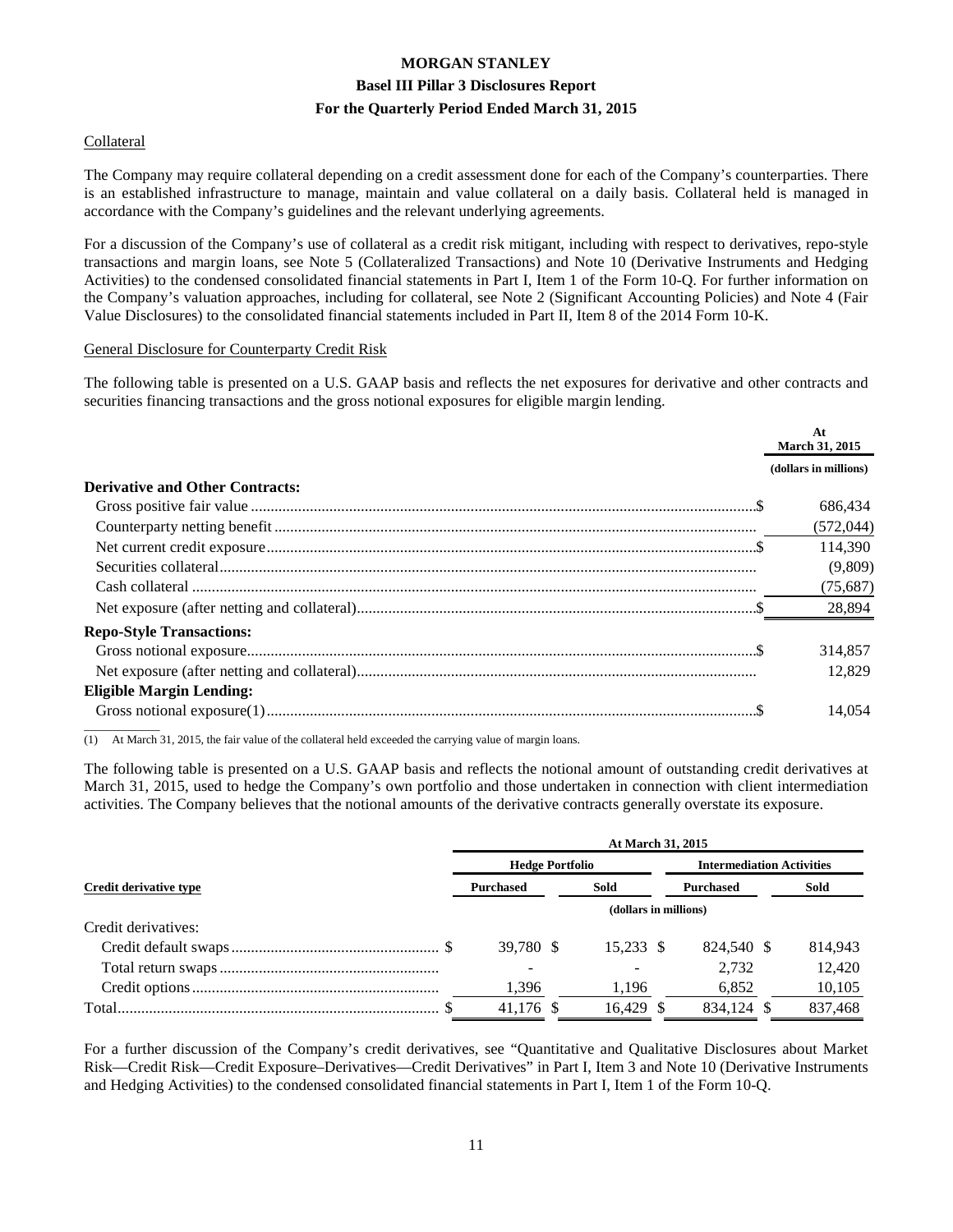### Collateral

The Company may require collateral depending on a credit assessment done for each of the Company's counterparties. There is an established infrastructure to manage, maintain and value collateral on a daily basis. Collateral held is managed in accordance with the Company's guidelines and the relevant underlying agreements.

For a discussion of the Company's use of collateral as a credit risk mitigant, including with respect to derivatives, repo-style transactions and margin loans, see Note 5 (Collateralized Transactions) and Note 10 (Derivative Instruments and Hedging Activities) to the condensed consolidated financial statements in Part I, Item 1 of the Form 10-Q. For further information on the Company's valuation approaches, including for collateral, see Note 2 (Significant Accounting Policies) and Note 4 (Fair Value Disclosures) to the consolidated financial statements included in Part II, Item 8 of the 2014 Form 10-K.

### General Disclosure for Counterparty Credit Risk

The following table is presented on a U.S. GAAP basis and reflects the net exposures for derivative and other contracts and securities financing transactions and the gross notional exposures for eligible margin lending.

| | At March 31, 2015 |
|---|---|
| | (dollars in millions) |
| **Derivative and Other Contracts:** | |
| Gross positive fair value | $ 686,434 |
| Counterparty netting benefit | (572,044) |
| Net current credit exposure | $ 114,390 |
| Securities collateral | (9,809) |
| Cash collateral | (75,687) |
| Net exposure (after netting and collateral) | $ 28,894 |
| **Repo-Style Transactions:** | |
| Gross notional exposure | $ 314,857 |
| Net exposure (after netting and collateral) | 12,829 |
| **Eligible Margin Lending:** | |
| Gross notional exposure(1) | $ 14,054 |

(1) At March 31, 2015, the fair value of the collateral held exceeded the carrying value of margin loans.

The following table is presented on a U.S. GAAP basis and reflects the notional amount of outstanding credit derivatives at March 31, 2015, used to hedge the Company's own portfolio and those undertaken in connection with client intermediation activities. The Company believes that the notional amounts of the derivative contracts generally overstate its exposure.

| | At March 31, 2015 | | | |
|---|---|---|---|---|
| | Hedge Portfolio | | Intermediation Activities | |
| **Credit derivative type** | Purchased | Sold | Purchased | Sold |
| | (dollars in millions) | | | |
| Credit derivatives: | | | | |
| Credit default swaps | $ 39,780 | $ 15,233 | $ 824,540 | $ 814,943 |
| Total return swaps | - | - | 2,732 | 12,420 |
| Credit options | 1,396 | 1,196 | 6,852 | 10,105 |
| Total | $ 41,176 | $ 16,429 | $ 834,124 | $ 837,468 |

For a further discussion of the Company's credit derivatives, see "Quantitative and Qualitative Disclosures about Market Risk—Credit Risk—Credit Exposure–Derivatives—Credit Derivatives" in Part I, Item 3 and Note 10 (Derivative Instruments and Hedging Activities) to the condensed consolidated financial statements in Part I, Item 1 of the Form 10-Q.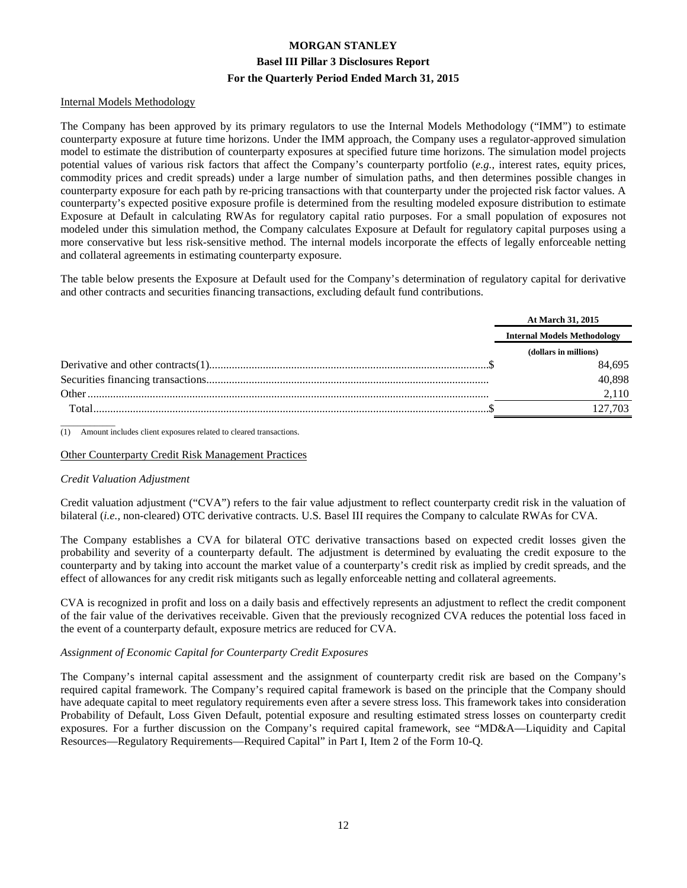## Internal Models Methodology

The Company has been approved by its primary regulators to use the Internal Models Methodology ("IMM") to estimate counterparty exposure at future time horizons. Under the IMM approach, the Company uses a regulator-approved simulation model to estimate the distribution of counterparty exposures at specified future time horizons. The simulation model projects potential values of various risk factors that affect the Company's counterparty portfolio (*e.g.,* interest rates, equity prices, commodity prices and credit spreads) under a large number of simulation paths, and then determines possible changes in counterparty exposure for each path by re-pricing transactions with that counterparty under the projected risk factor values. A counterparty's expected positive exposure profile is determined from the resulting modeled exposure distribution to estimate Exposure at Default in calculating RWAs for regulatory capital ratio purposes. For a small population of exposures not modeled under this simulation method, the Company calculates Exposure at Default for regulatory capital purposes using a more conservative but less risk-sensitive method. The internal models incorporate the effects of legally enforceable netting and collateral agreements in estimating counterparty exposure.

The table below presents the Exposure at Default used for the Company's determination of regulatory capital for derivative and other contracts and securities financing transactions, excluding default fund contributions.

| | At March 31, 2015 |
|---|---|
| | **Internal Models Methodology** |
| | (dollars in millions) |
| Derivative and other contracts(1) | $ 84,695 |
| Securities financing transactions | 40,898 |
| Other | 2,110 |
| Total | $ 127,703 |

(1) Amount includes client exposures related to cleared transactions.

## Other Counterparty Credit Risk Management Practices

### *Credit Valuation Adjustment*

Credit valuation adjustment ("CVA") refers to the fair value adjustment to reflect counterparty credit risk in the valuation of bilateral (*i.e.,* non-cleared) OTC derivative contracts. U.S. Basel III requires the Company to calculate RWAs for CVA.

The Company establishes a CVA for bilateral OTC derivative transactions based on expected credit losses given the probability and severity of a counterparty default. The adjustment is determined by evaluating the credit exposure to the counterparty and by taking into account the market value of a counterparty's credit risk as implied by credit spreads, and the effect of allowances for any credit risk mitigants such as legally enforceable netting and collateral agreements.

CVA is recognized in profit and loss on a daily basis and effectively represents an adjustment to reflect the credit component of the fair value of the derivatives receivable. Given that the previously recognized CVA reduces the potential loss faced in the event of a counterparty default, exposure metrics are reduced for CVA.

### *Assignment of Economic Capital for Counterparty Credit Exposures*

The Company's internal capital assessment and the assignment of counterparty credit risk are based on the Company's required capital framework. The Company's required capital framework is based on the principle that the Company should have adequate capital to meet regulatory requirements even after a severe stress loss. This framework takes into consideration Probability of Default, Loss Given Default, potential exposure and resulting estimated stress losses on counterparty credit exposures. For a further discussion on the Company's required capital framework, see "MD&A—Liquidity and Capital Resources—Regulatory Requirements—Required Capital" in Part I, Item 2 of the Form 10-Q.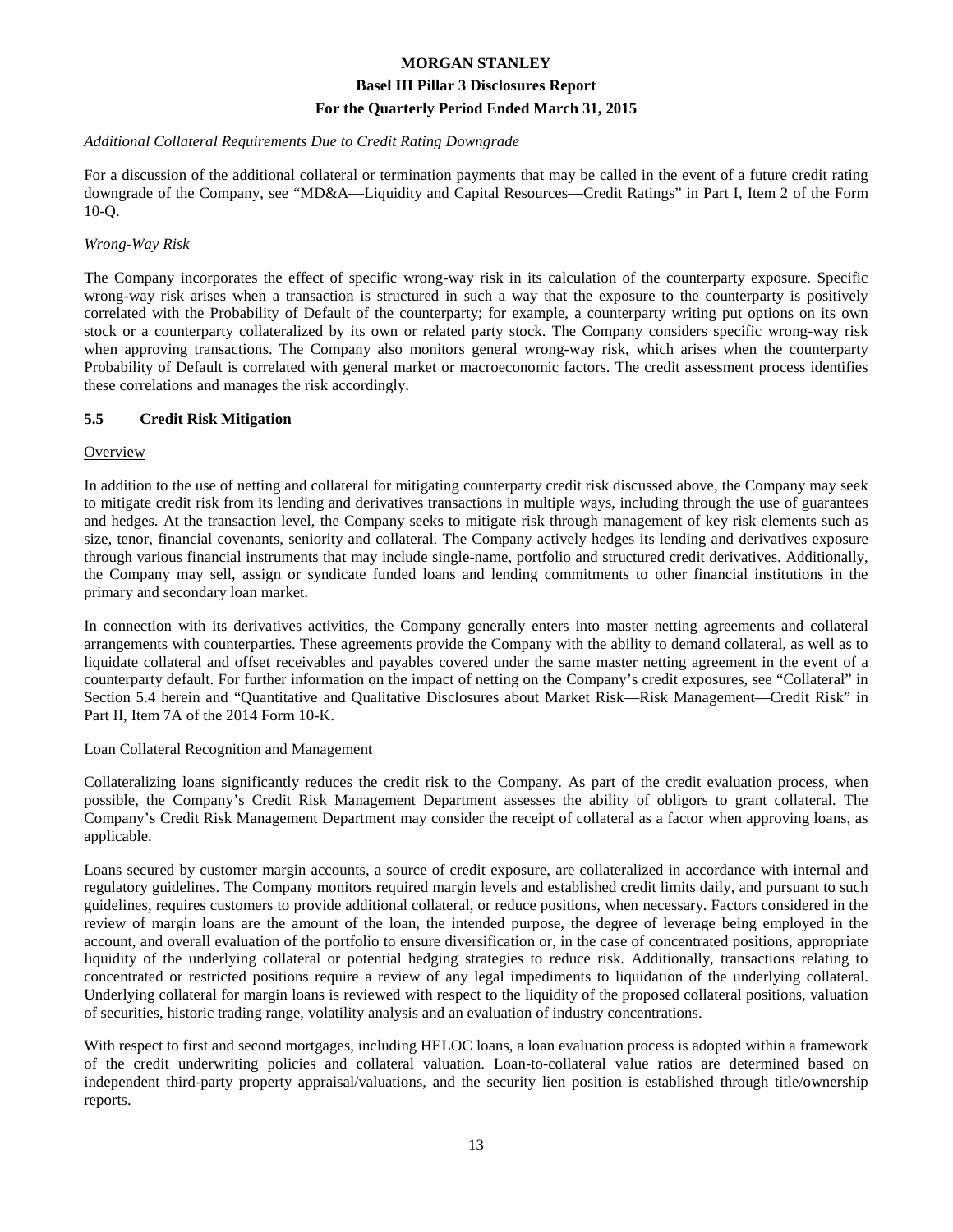*Additional Collateral Requirements Due to Credit Rating Downgrade*

For a discussion of the additional collateral or termination payments that may be called in the event of a future credit rating downgrade of the Company, see "MD&A—Liquidity and Capital Resources—Credit Ratings" in Part I, Item 2 of the Form 10-Q.

*Wrong-Way Risk*

The Company incorporates the effect of specific wrong-way risk in its calculation of the counterparty exposure. Specific wrong-way risk arises when a transaction is structured in such a way that the exposure to the counterparty is positively correlated with the Probability of Default of the counterparty; for example, a counterparty writing put options on its own stock or a counterparty collateralized by its own or related party stock. The Company considers specific wrong-way risk when approving transactions. The Company also monitors general wrong-way risk, which arises when the counterparty Probability of Default is correlated with general market or macroeconomic factors. The credit assessment process identifies these correlations and manages the risk accordingly.

## 5.5 Credit Risk Mitigation

Overview

In addition to the use of netting and collateral for mitigating counterparty credit risk discussed above, the Company may seek to mitigate credit risk from its lending and derivatives transactions in multiple ways, including through the use of guarantees and hedges. At the transaction level, the Company seeks to mitigate risk through management of key risk elements such as size, tenor, financial covenants, seniority and collateral. The Company actively hedges its lending and derivatives exposure through various financial instruments that may include single-name, portfolio and structured credit derivatives. Additionally, the Company may sell, assign or syndicate funded loans and lending commitments to other financial institutions in the primary and secondary loan market.

In connection with its derivatives activities, the Company generally enters into master netting agreements and collateral arrangements with counterparties. These agreements provide the Company with the ability to demand collateral, as well as to liquidate collateral and offset receivables and payables covered under the same master netting agreement in the event of a counterparty default. For further information on the impact of netting on the Company's credit exposures, see "Collateral" in Section 5.4 herein and "Quantitative and Qualitative Disclosures about Market Risk—Risk Management—Credit Risk" in Part II, Item 7A of the 2014 Form 10-K.

Loan Collateral Recognition and Management

Collateralizing loans significantly reduces the credit risk to the Company. As part of the credit evaluation process, when possible, the Company's Credit Risk Management Department assesses the ability of obligors to grant collateral. The Company's Credit Risk Management Department may consider the receipt of collateral as a factor when approving loans, as applicable.

Loans secured by customer margin accounts, a source of credit exposure, are collateralized in accordance with internal and regulatory guidelines. The Company monitors required margin levels and established credit limits daily, and pursuant to such guidelines, requires customers to provide additional collateral, or reduce positions, when necessary. Factors considered in the review of margin loans are the amount of the loan, the intended purpose, the degree of leverage being employed in the account, and overall evaluation of the portfolio to ensure diversification or, in the case of concentrated positions, appropriate liquidity of the underlying collateral or potential hedging strategies to reduce risk. Additionally, transactions relating to concentrated or restricted positions require a review of any legal impediments to liquidation of the underlying collateral. Underlying collateral for margin loans is reviewed with respect to the liquidity of the proposed collateral positions, valuation of securities, historic trading range, volatility analysis and an evaluation of industry concentrations.

With respect to first and second mortgages, including HELOC loans, a loan evaluation process is adopted within a framework of the credit underwriting policies and collateral valuation. Loan-to-collateral value ratios are determined based on independent third-party property appraisal/valuations, and the security lien position is established through title/ownership reports.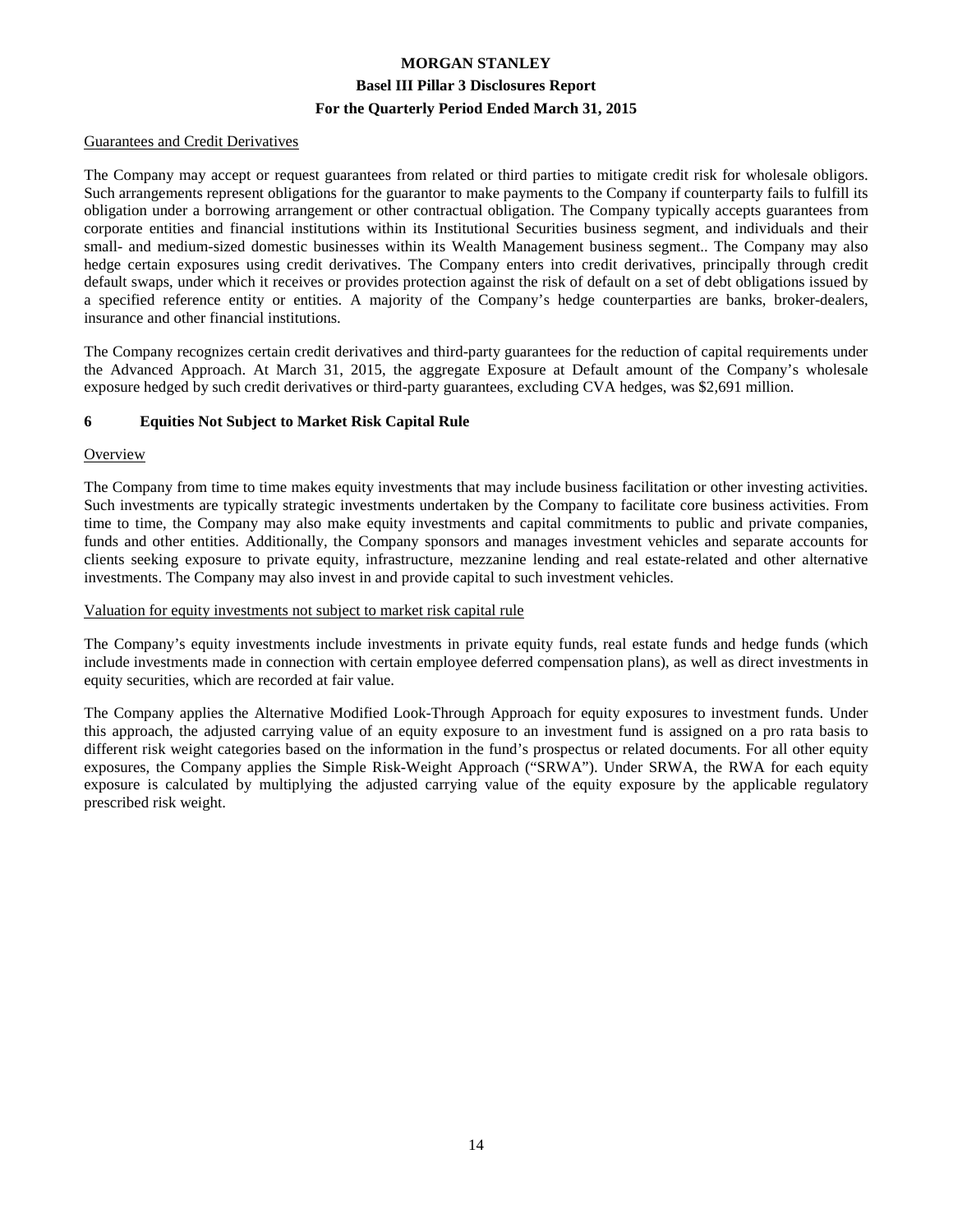Guarantees and Credit Derivatives

The Company may accept or request guarantees from related or third parties to mitigate credit risk for wholesale obligors. Such arrangements represent obligations for the guarantor to make payments to the Company if counterparty fails to fulfill its obligation under a borrowing arrangement or other contractual obligation. The Company typically accepts guarantees from corporate entities and financial institutions within its Institutional Securities business segment, and individuals and their small- and medium-sized domestic businesses within its Wealth Management business segment.. The Company may also hedge certain exposures using credit derivatives. The Company enters into credit derivatives, principally through credit default swaps, under which it receives or provides protection against the risk of default on a set of debt obligations issued by a specified reference entity or entities. A majority of the Company's hedge counterparties are banks, broker-dealers, insurance and other financial institutions.

The Company recognizes certain credit derivatives and third-party guarantees for the reduction of capital requirements under the Advanced Approach. At March 31, 2015, the aggregate Exposure at Default amount of the Company's wholesale exposure hedged by such credit derivatives or third-party guarantees, excluding CVA hedges, was $2,691 million.

## 6 Equities Not Subject to Market Risk Capital Rule

Overview

The Company from time to time makes equity investments that may include business facilitation or other investing activities. Such investments are typically strategic investments undertaken by the Company to facilitate core business activities. From time to time, the Company may also make equity investments and capital commitments to public and private companies, funds and other entities. Additionally, the Company sponsors and manages investment vehicles and separate accounts for clients seeking exposure to private equity, infrastructure, mezzanine lending and real estate-related and other alternative investments. The Company may also invest in and provide capital to such investment vehicles.

Valuation for equity investments not subject to market risk capital rule

The Company's equity investments include investments in private equity funds, real estate funds and hedge funds (which include investments made in connection with certain employee deferred compensation plans), as well as direct investments in equity securities, which are recorded at fair value.

The Company applies the Alternative Modified Look-Through Approach for equity exposures to investment funds. Under this approach, the adjusted carrying value of an equity exposure to an investment fund is assigned on a pro rata basis to different risk weight categories based on the information in the fund's prospectus or related documents. For all other equity exposures, the Company applies the Simple Risk-Weight Approach ("SRWA"). Under SRWA, the RWA for each equity exposure is calculated by multiplying the adjusted carrying value of the equity exposure by the applicable regulatory prescribed risk weight.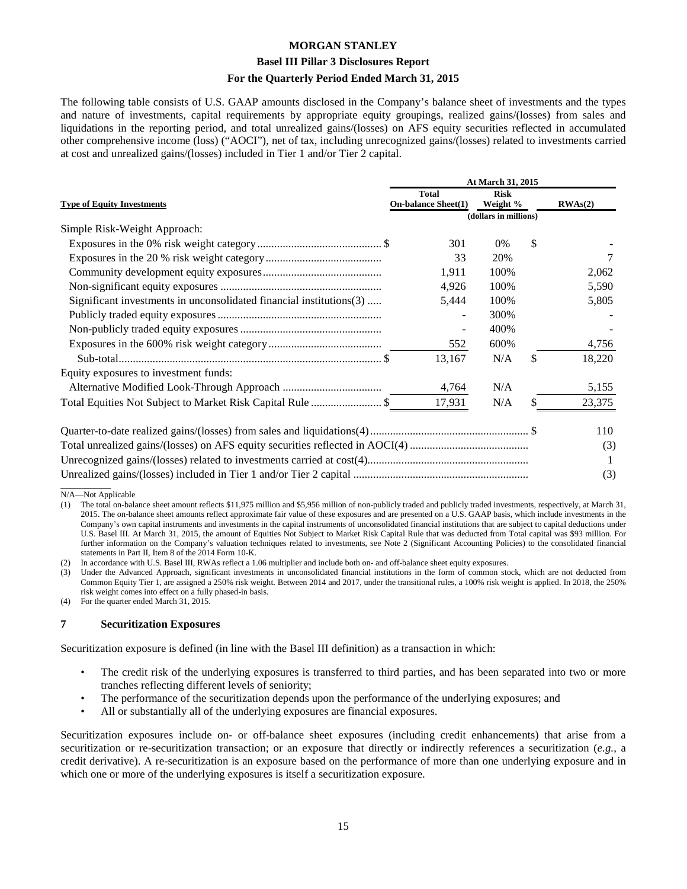The following table consists of U.S. GAAP amounts disclosed in the Company's balance sheet of investments and the types and nature of investments, capital requirements by appropriate equity groupings, realized gains/(losses) from sales and liquidations in the reporting period, and total unrealized gains/(losses) on AFS equity securities reflected in accumulated other comprehensive income (loss) ("AOCI"), net of tax, including unrecognized gains/(losses) related to investments carried at cost and unrealized gains/(losses) included in Tier 1 and/or Tier 2 capital.

| Type of Equity Investments | At March 31, 2015 | | |
|---|---|---|---|
| | Total On-balance Sheet(1) | Risk Weight % | RWAs(2) |
| | (dollars in millions) | | |
| Simple Risk-Weight Approach: | | | |
| Exposures in the 0% risk weight category | $ 301 | 0% | $ - |
| Exposures in the 20 % risk weight category | 33 | 20% | 7 |
| Community development equity exposures | 1,911 | 100% | 2,062 |
| Non-significant equity exposures | 4,926 | 100% | 5,590 |
| Significant investments in unconsolidated financial institutions(3) | 5,444 | 100% | 5,805 |
| Publicly traded equity exposures | - | 300% | - |
| Non-publicly traded equity exposures | - | 400% | - |
| Exposures in the 600% risk weight category | 552 | 600% | 4,756 |
| Sub-total | $ 13,167 | N/A | $ 18,220 |
| Equity exposures to investment funds: | | | |
| Alternative Modified Look-Through Approach | 4,764 | N/A | 5,155 |
| Total Equities Not Subject to Market Risk Capital Rule | $ 17,931 | N/A | $ 23,375 |
| | | | |
| Quarter-to-date realized gains/(losses) from sales and liquidations(4) | | | $ 110 |
| Total unrealized gains/(losses) on AFS equity securities reflected in AOCI(4) | | | (3) |
| Unrecognized gains/(losses) related to investments carried at cost(4) | | | 1 |
| Unrealized gains/(losses) included in Tier 1 and/or Tier 2 capital | | | (3) |

N/A—Not Applicable

(1) The total on-balance sheet amount reflects $11,975 million and $5,956 million of non-publicly traded and publicly traded investments, respectively, at March 31, 2015. The on-balance sheet amounts reflect approximate fair value of these exposures and are presented on a U.S. GAAP basis, which include investments in the Company's own capital instruments and investments in the capital instruments of unconsolidated financial institutions that are subject to capital deductions under U.S. Basel III. At March 31, 2015, the amount of Equities Not Subject to Market Risk Capital Rule that was deducted from Total capital was $93 million. For further information on the Company's valuation techniques related to investments, see Note 2 (Significant Accounting Policies) to the consolidated financial statements in Part II, Item 8 of the 2014 Form 10-K.

(2) In accordance with U.S. Basel III, RWAs reflect a 1.06 multiplier and include both on- and off-balance sheet equity exposures.

(3) Under the Advanced Approach, significant investments in unconsolidated financial institutions in the form of common stock, which are not deducted from Common Equity Tier 1, are assigned a 250% risk weight. Between 2014 and 2017, under the transitional rules, a 100% risk weight is applied. In 2018, the 250% risk weight comes into effect on a fully phased-in basis.

(4) For the quarter ended March 31, 2015.

## 7 Securitization Exposures

Securitization exposure is defined (in line with the Basel III definition) as a transaction in which:

- The credit risk of the underlying exposures is transferred to third parties, and has been separated into two or more tranches reflecting different levels of seniority;
- The performance of the securitization depends upon the performance of the underlying exposures; and
- All or substantially all of the underlying exposures are financial exposures.

Securitization exposures include on- or off-balance sheet exposures (including credit enhancements) that arise from a securitization or re-securitization transaction; or an exposure that directly or indirectly references a securitization (*e.g.*, a credit derivative). A re-securitization is an exposure based on the performance of more than one underlying exposure and in which one or more of the underlying exposures is itself a securitization exposure.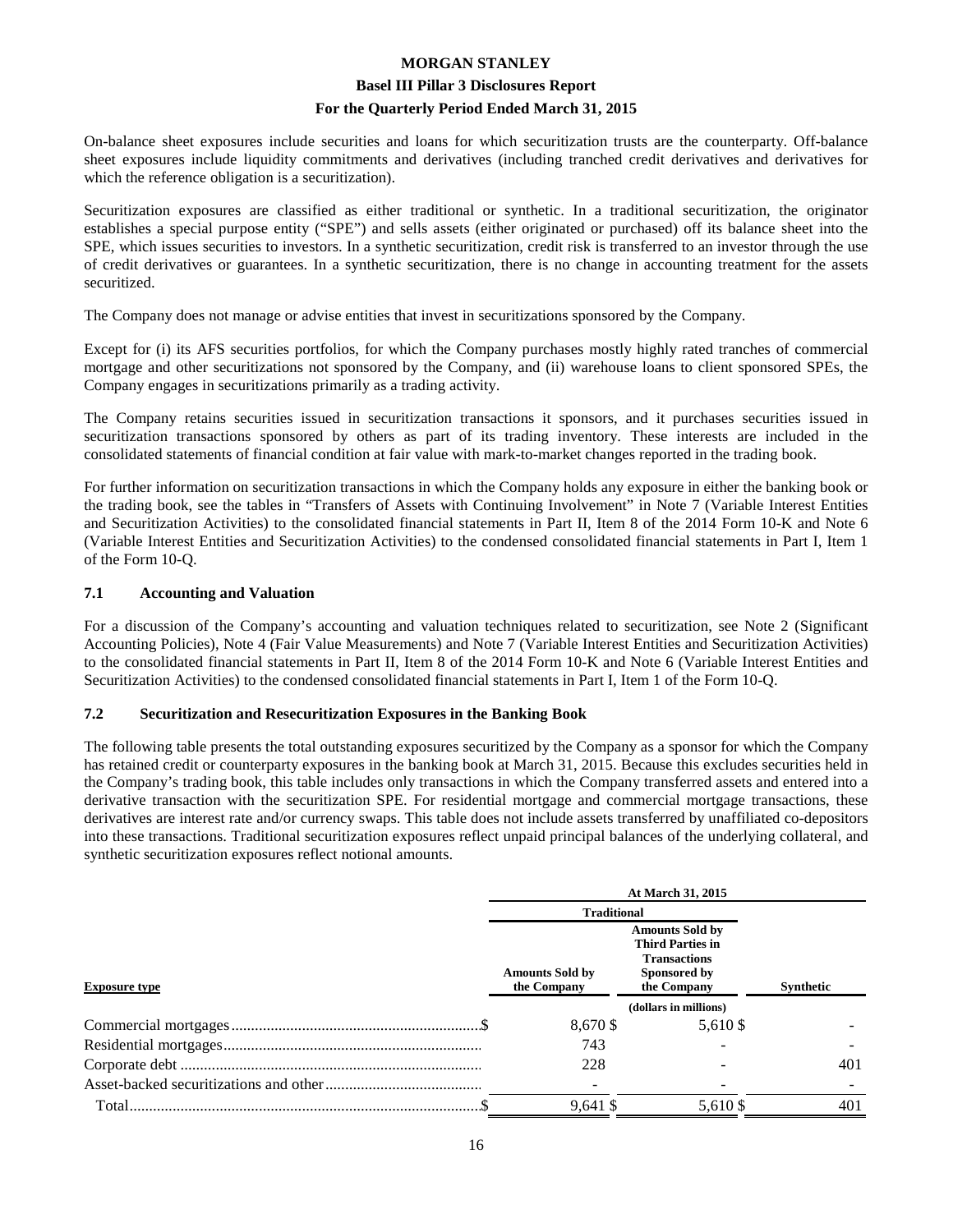On-balance sheet exposures include securities and loans for which securitization trusts are the counterparty. Off-balance sheet exposures include liquidity commitments and derivatives (including tranched credit derivatives and derivatives for which the reference obligation is a securitization).

Securitization exposures are classified as either traditional or synthetic. In a traditional securitization, the originator establishes a special purpose entity ("SPE") and sells assets (either originated or purchased) off its balance sheet into the SPE, which issues securities to investors. In a synthetic securitization, credit risk is transferred to an investor through the use of credit derivatives or guarantees. In a synthetic securitization, there is no change in accounting treatment for the assets securitized.

The Company does not manage or advise entities that invest in securitizations sponsored by the Company.

Except for (i) its AFS securities portfolios, for which the Company purchases mostly highly rated tranches of commercial mortgage and other securitizations not sponsored by the Company, and (ii) warehouse loans to client sponsored SPEs, the Company engages in securitizations primarily as a trading activity.

The Company retains securities issued in securitization transactions it sponsors, and it purchases securities issued in securitization transactions sponsored by others as part of its trading inventory. These interests are included in the consolidated statements of financial condition at fair value with mark-to-market changes reported in the trading book.

For further information on securitization transactions in which the Company holds any exposure in either the banking book or the trading book, see the tables in "Transfers of Assets with Continuing Involvement" in Note 7 (Variable Interest Entities and Securitization Activities) to the consolidated financial statements in Part II, Item 8 of the 2014 Form 10-K and Note 6 (Variable Interest Entities and Securitization Activities) to the condensed consolidated financial statements in Part I, Item 1 of the Form 10-Q.

## 7.1 Accounting and Valuation

For a discussion of the Company's accounting and valuation techniques related to securitization, see Note 2 (Significant Accounting Policies), Note 4 (Fair Value Measurements) and Note 7 (Variable Interest Entities and Securitization Activities) to the consolidated financial statements in Part II, Item 8 of the 2014 Form 10-K and Note 6 (Variable Interest Entities and Securitization Activities) to the condensed consolidated financial statements in Part I, Item 1 of the Form 10-Q.

## 7.2 Securitization and Resecuritization Exposures in the Banking Book

The following table presents the total outstanding exposures securitized by the Company as a sponsor for which the Company has retained credit or counterparty exposures in the banking book at March 31, 2015. Because this excludes securities held in the Company's trading book, this table includes only transactions in which the Company transferred assets and entered into a derivative transaction with the securitization SPE. For residential mortgage and commercial mortgage transactions, these derivatives are interest rate and/or currency swaps. This table does not include assets transferred by unaffiliated co-depositors into these transactions. Traditional securitization exposures reflect unpaid principal balances of the underlying collateral, and synthetic securitization exposures reflect notional amounts.

| | At March 31, 2015 | | |
|---|---|---|---|
| | Traditional | | |
| **Exposure type** | Amounts Sold by the Company | Amounts Sold by Third Parties in Transactions Sponsored by the Company | Synthetic |
| | (dollars in millions) | | |
| Commercial mortgages | $ 8,670 | $ 5,610 | $ - |
| Residential mortgages | 743 | - | - |
| Corporate debt | 228 | - | 401 |
| Asset-backed securitizations and other | - | - | - |
| Total | $ 9,641 | $ 5,610 | $ 401 |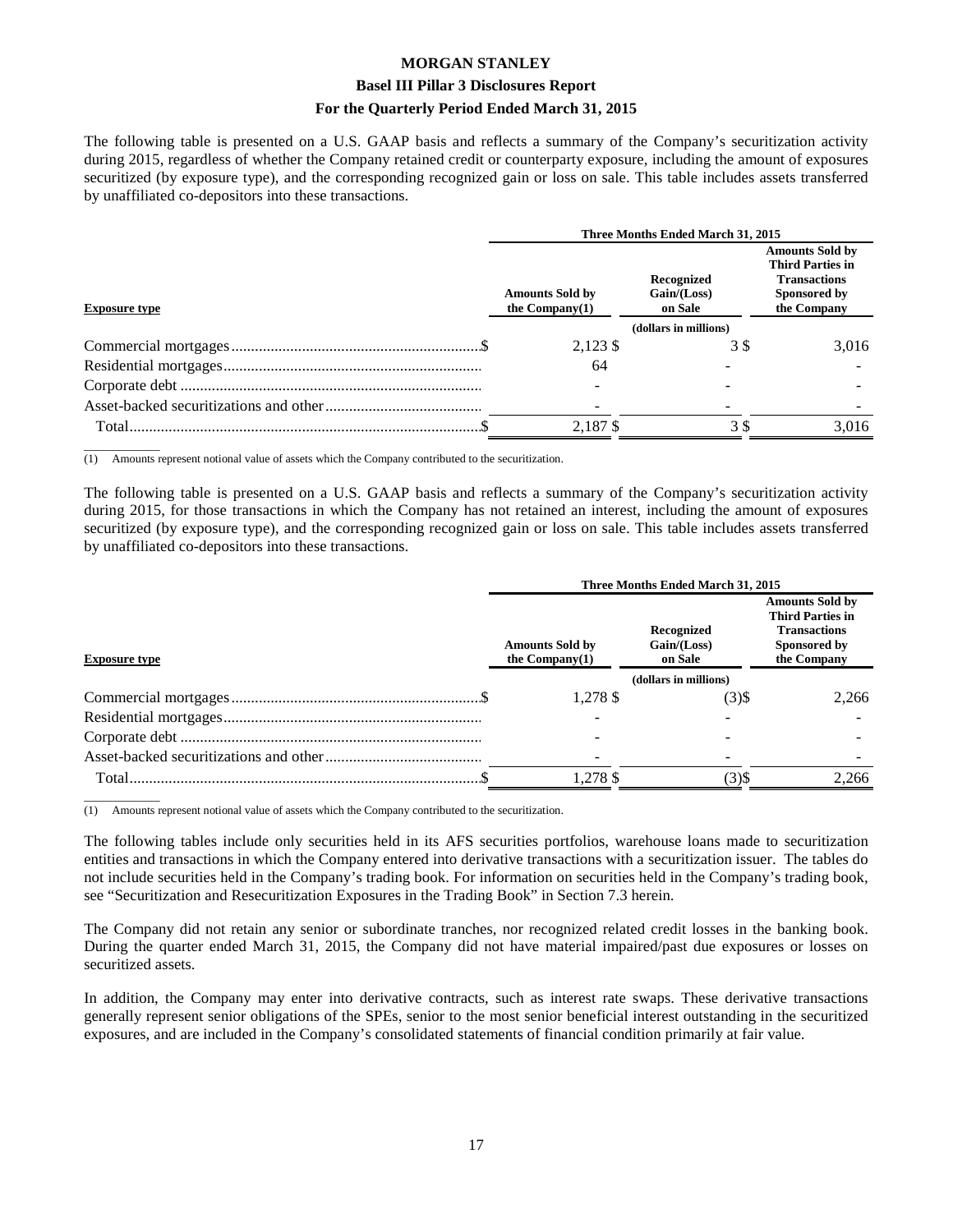The following table is presented on a U.S. GAAP basis and reflects a summary of the Company's securitization activity during 2015, regardless of whether the Company retained credit or counterparty exposure, including the amount of exposures securitized (by exposure type), and the corresponding recognized gain or loss on sale. This table includes assets transferred by unaffiliated co-depositors into these transactions.

| | Three Months Ended March 31, 2015 | | |
|---|---|---|---|
| Exposure type | Amounts Sold by the Company(1) | Recognized Gain/(Loss) on Sale | Amounts Sold by Third Parties in Transactions Sponsored by the Company |
| | (dollars in millions) | | |
| Commercial mortgages | $ 2,123 | $ 3 | $ 3,016 |
| Residential mortgages | 64 | - | - |
| Corporate debt | - | - | - |
| Asset-backed securitizations and other | - | - | - |
| Total | $ 2,187 | $ 3 | $ 3,016 |

(1) Amounts represent notional value of assets which the Company contributed to the securitization.

The following table is presented on a U.S. GAAP basis and reflects a summary of the Company's securitization activity during 2015, for those transactions in which the Company has not retained an interest, including the amount of exposures securitized (by exposure type), and the corresponding recognized gain or loss on sale. This table includes assets transferred by unaffiliated co-depositors into these transactions.

| | Three Months Ended March 31, 2015 | | |
|---|---|---|---|
| Exposure type | Amounts Sold by the Company(1) | Recognized Gain/(Loss) on Sale | Amounts Sold by Third Parties in Transactions Sponsored by the Company |
| | (dollars in millions) | | |
| Commercial mortgages | $ 1,278 | $ (3) | $ 2,266 |
| Residential mortgages | - | - | - |
| Corporate debt | - | - | - |
| Asset-backed securitizations and other | - | - | - |
| Total | $ 1,278 | $ (3) | $ 2,266 |

(1) Amounts represent notional value of assets which the Company contributed to the securitization.

The following tables include only securities held in its AFS securities portfolios, warehouse loans made to securitization entities and transactions in which the Company entered into derivative transactions with a securitization issuer. The tables do not include securities held in the Company's trading book. For information on securities held in the Company's trading book, see "Securitization and Resecuritization Exposures in the Trading Book" in Section 7.3 herein.

The Company did not retain any senior or subordinate tranches, nor recognized related credit losses in the banking book. During the quarter ended March 31, 2015, the Company did not have material impaired/past due exposures or losses on securitized assets.

In addition, the Company may enter into derivative contracts, such as interest rate swaps. These derivative transactions generally represent senior obligations of the SPEs, senior to the most senior beneficial interest outstanding in the securitized exposures, and are included in the Company's consolidated statements of financial condition primarily at fair value.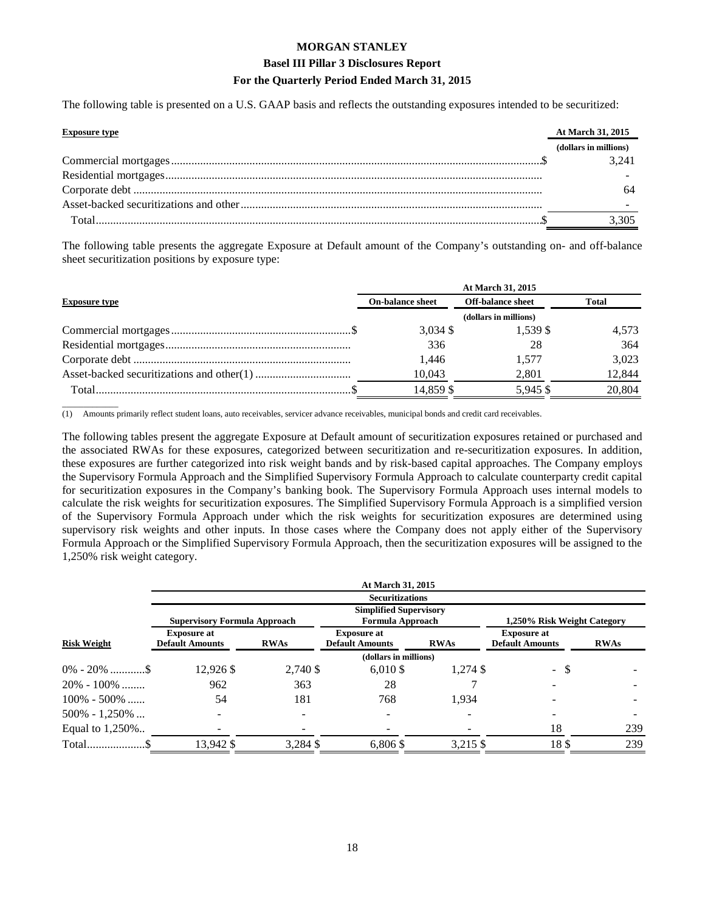The following table is presented on a U.S. GAAP basis and reflects the outstanding exposures intended to be securitized:

| Exposure type | At March 31, 2015 |
|---|---|
| | (dollars in millions) |
| Commercial mortgages | $ 3,241 |
| Residential mortgages | - |
| Corporate debt | 64 |
| Asset-backed securitizations and other | - |
| Total | $ 3,305 |

The following table presents the aggregate Exposure at Default amount of the Company's outstanding on- and off-balance sheet securitization positions by exposure type:

| | At March 31, 2015 | | |
|---|---|---|---|
| Exposure type | On-balance sheet | Off-balance sheet | Total |
| | | (dollars in millions) | |
| Commercial mortgages | $ 3,034 | $ 1,539 | $ 4,573 |
| Residential mortgages | 336 | 28 | 364 |
| Corporate debt | 1,446 | 1,577 | 3,023 |
| Asset-backed securitizations and other(1) | 10,043 | 2,801 | 12,844 |
| Total | $ 14,859 | $ 5,945 | $ 20,804 |

(1) Amounts primarily reflect student loans, auto receivables, servicer advance receivables, municipal bonds and credit card receivables.

The following tables present the aggregate Exposure at Default amount of securitization exposures retained or purchased and the associated RWAs for these exposures, categorized between securitization and re-securitization exposures. In addition, these exposures are further categorized into risk weight bands and by risk-based capital approaches. The Company employs the Supervisory Formula Approach and the Simplified Supervisory Formula Approach to calculate counterparty credit capital for securitization exposures in the Company's banking book. The Supervisory Formula Approach uses internal models to calculate the risk weights for securitization exposures. The Simplified Supervisory Formula Approach is a simplified version of the Supervisory Formula Approach under which the risk weights for securitization exposures are determined using supervisory risk weights and other inputs. In those cases where the Company does not apply either of the Supervisory Formula Approach or the Simplified Supervisory Formula Approach, then the securitization exposures will be assigned to the 1,250% risk weight category.

| | At March 31, 2015 | | | | | |
|---|---|---|---|---|---|---|
| | Securitizations | | | | | |
| | Supervisory Formula Approach | | Simplified Supervisory Formula Approach | | 1,250% Risk Weight Category | |
| Risk Weight | Exposure at Default Amounts | RWAs | Exposure at Default Amounts | RWAs | Exposure at Default Amounts | RWAs |
| | | | (dollars in millions) | | | |
| 0% - 20% | $ 12,926 | $ 2,740 | $ 6,010 | $ 1,274 | $ - | $ - |
| 20% - 100% | 962 | 363 | 28 | 7 | - | - |
| 100% - 500% | 54 | 181 | 768 | 1,934 | - | - |
| 500% - 1,250% | - | - | - | - | - | - |
| Equal to 1,250% | - | - | - | - | 18 | 239 |
| Total | $ 13,942 | $ 3,284 | $ 6,806 | $ 3,215 | $ 18 | $ 239 |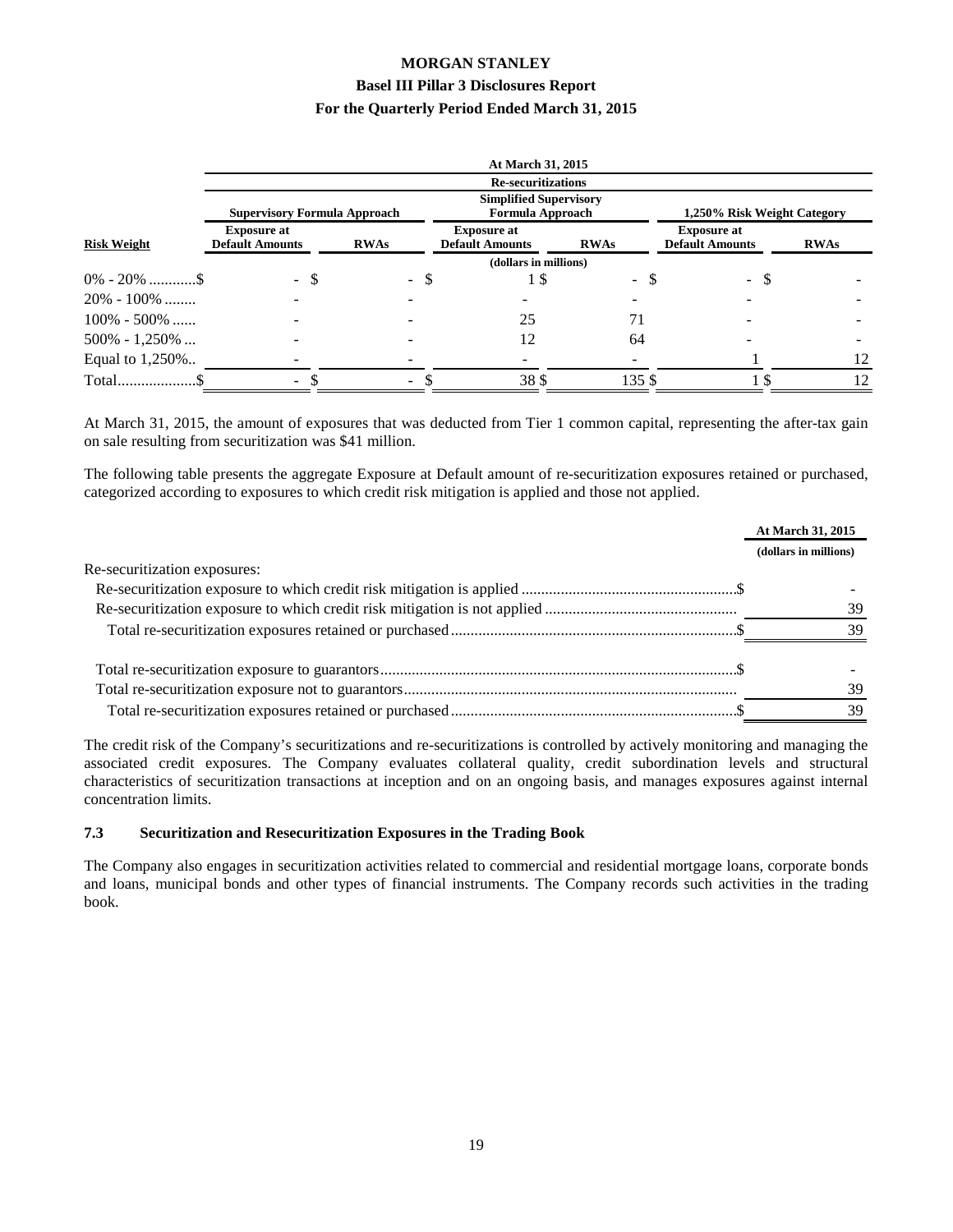| | At March 31, 2015 | | | | | |
|---|---|---|---|---|---|---|
| | Re-securitizations | | | | | |
| | Supervisory Formula Approach | | Simplified Supervisory Formula Approach | | 1,250% Risk Weight Category | |
| Risk Weight | Exposure at Default Amounts | RWAs | Exposure at Default Amounts | RWAs | Exposure at Default Amounts | RWAs |
| | (dollars in millions) | | | | | |
| 0% - 20% ............$ | - $ | - $ | 1 $ | - $ | - $ | - |
| 20% - 100% ........ | - | - | - | - | - | - |
| 100% - 500% ...... | - | - | 25 | 71 | - | - |
| 500% - 1,250% ... | - | - | 12 | 64 | - | - |
| Equal to 1,250%.. | - | - | - | - | 1 | 12 |
| Total....................$ | - $ | - $ | 38 $ | 135 $ | 1 $ | 12 |

At March 31, 2015, the amount of exposures that was deducted from Tier 1 common capital, representing the after-tax gain on sale resulting from securitization was $41 million.

The following table presents the aggregate Exposure at Default amount of re-securitization exposures retained or purchased, categorized according to exposures to which credit risk mitigation is applied and those not applied.

| | At March 31, 2015 |
|---|---|
| | (dollars in millions) |
| Re-securitization exposures: | |
| Re-securitization exposure to which credit risk mitigation is applied ......................................................$ | - |
| Re-securitization exposure to which credit risk mitigation is not applied ................................................ | 39 |
| Total re-securitization exposures retained or purchased........................................................................$ | 39 |
| Total re-securitization exposure to guarantors..........................................................................................$ | - |
| Total re-securitization exposure not to guarantors.................................................................................... | 39 |
| Total re-securitization exposures retained or purchased........................................................................$ | 39 |

The credit risk of the Company's securitizations and re-securitizations is controlled by actively monitoring and managing the associated credit exposures. The Company evaluates collateral quality, credit subordination levels and structural characteristics of securitization transactions at inception and on an ongoing basis, and manages exposures against internal concentration limits.

### 7.3 Securitization and Resecuritization Exposures in the Trading Book

The Company also engages in securitization activities related to commercial and residential mortgage loans, corporate bonds and loans, municipal bonds and other types of financial instruments. The Company records such activities in the trading book.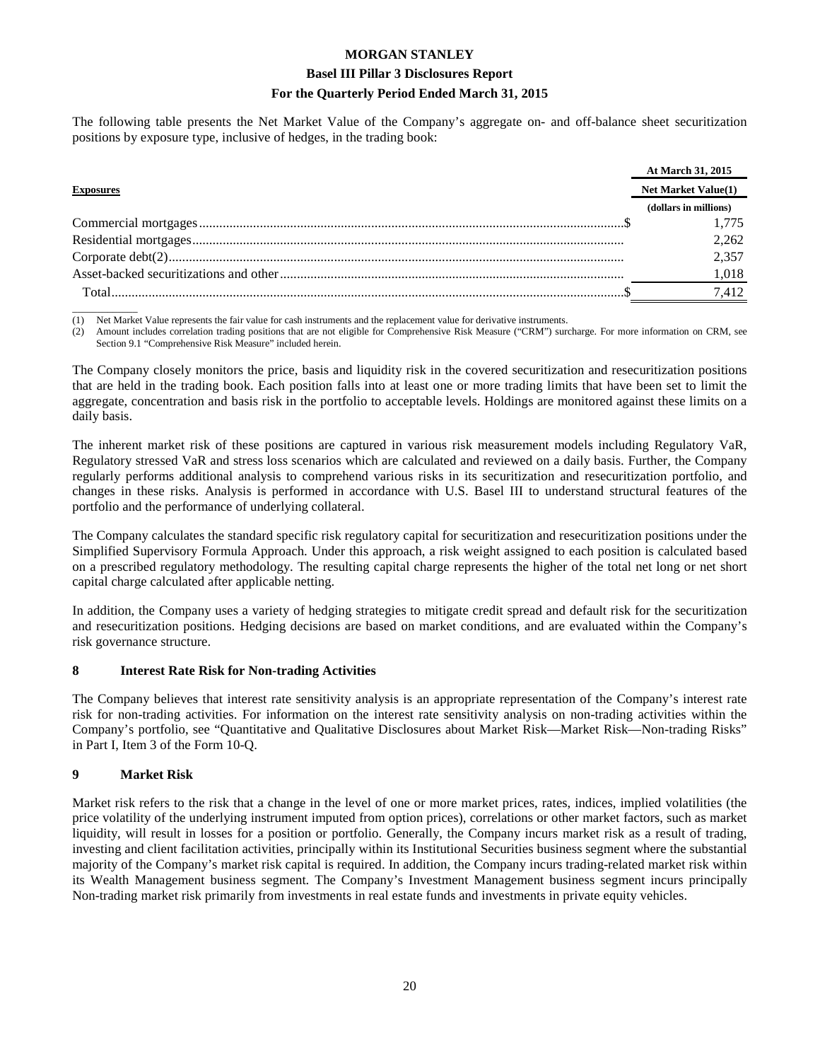The following table presents the Net Market Value of the Company's aggregate on- and off-balance sheet securitization positions by exposure type, inclusive of hedges, in the trading book:

| Exposures | At March 31, 2015 Net Market Value(1) |
|---|---|
| | (dollars in millions) |
| Commercial mortgages | $ 1,775 |
| Residential mortgages | 2,262 |
| Corporate debt(2) | 2,357 |
| Asset-backed securitizations and other | 1,018 |
| Total | $ 7,412 |

(1) Net Market Value represents the fair value for cash instruments and the replacement value for derivative instruments.
(2) Amount includes correlation trading positions that are not eligible for Comprehensive Risk Measure ("CRM") surcharge. For more information on CRM, see Section 9.1 "Comprehensive Risk Measure" included herein.

The Company closely monitors the price, basis and liquidity risk in the covered securitization and resecuritization positions that are held in the trading book. Each position falls into at least one or more trading limits that have been set to limit the aggregate, concentration and basis risk in the portfolio to acceptable levels. Holdings are monitored against these limits on a daily basis.

The inherent market risk of these positions are captured in various risk measurement models including Regulatory VaR, Regulatory stressed VaR and stress loss scenarios which are calculated and reviewed on a daily basis. Further, the Company regularly performs additional analysis to comprehend various risks in its securitization and resecuritization portfolio, and changes in these risks. Analysis is performed in accordance with U.S. Basel III to understand structural features of the portfolio and the performance of underlying collateral.

The Company calculates the standard specific risk regulatory capital for securitization and resecuritization positions under the Simplified Supervisory Formula Approach. Under this approach, a risk weight assigned to each position is calculated based on a prescribed regulatory methodology. The resulting capital charge represents the higher of the total net long or net short capital charge calculated after applicable netting.

In addition, the Company uses a variety of hedging strategies to mitigate credit spread and default risk for the securitization and resecuritization positions. Hedging decisions are based on market conditions, and are evaluated within the Company's risk governance structure.

## 8 Interest Rate Risk for Non-trading Activities

The Company believes that interest rate sensitivity analysis is an appropriate representation of the Company's interest rate risk for non-trading activities. For information on the interest rate sensitivity analysis on non-trading activities within the Company's portfolio, see "Quantitative and Qualitative Disclosures about Market Risk—Market Risk—Non-trading Risks" in Part I, Item 3 of the Form 10-Q.

## 9 Market Risk

Market risk refers to the risk that a change in the level of one or more market prices, rates, indices, implied volatilities (the price volatility of the underlying instrument imputed from option prices), correlations or other market factors, such as market liquidity, will result in losses for a position or portfolio. Generally, the Company incurs market risk as a result of trading, investing and client facilitation activities, principally within its Institutional Securities business segment where the substantial majority of the Company's market risk capital is required. In addition, the Company incurs trading-related market risk within its Wealth Management business segment. The Company's Investment Management business segment incurs principally Non-trading market risk primarily from investments in real estate funds and investments in private equity vehicles.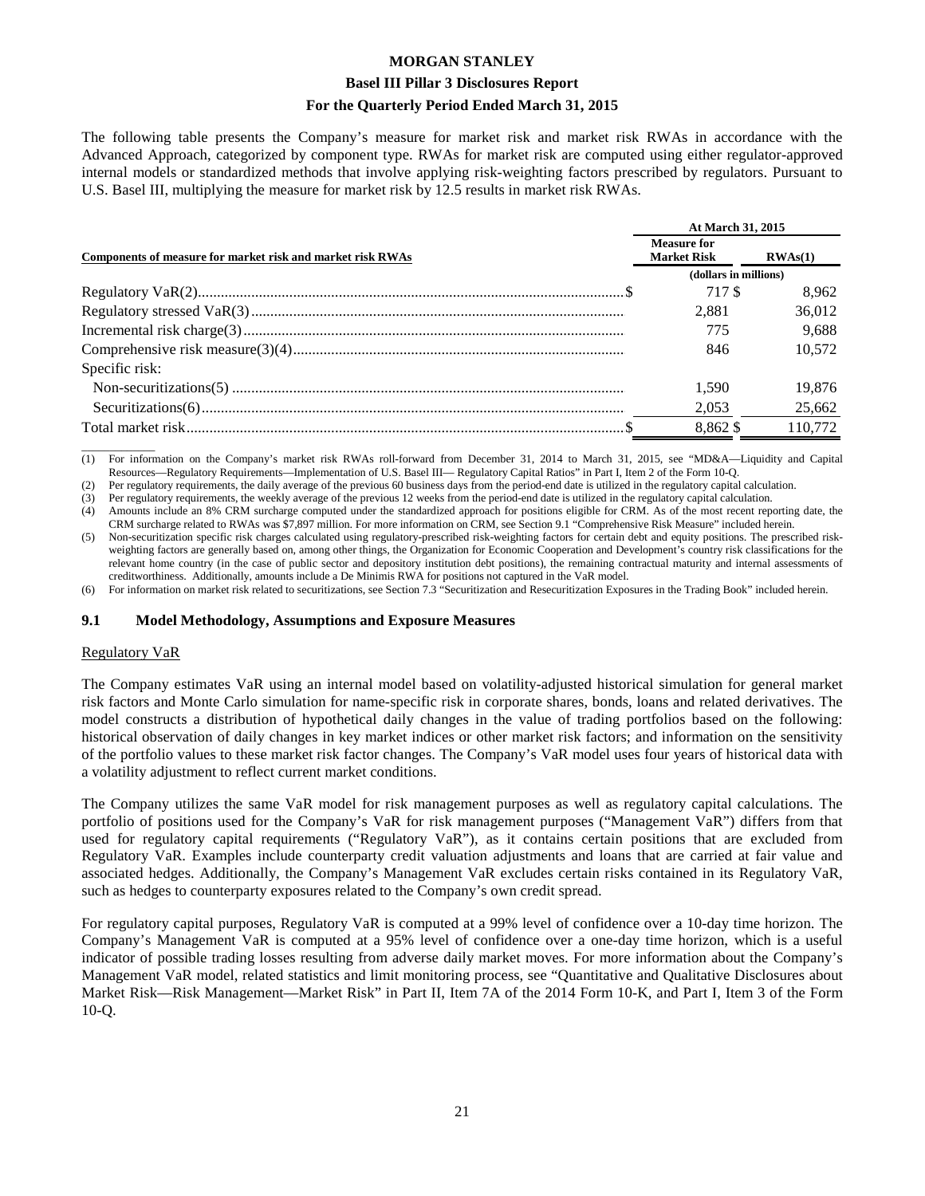The following table presents the Company's measure for market risk and market risk RWAs in accordance with the Advanced Approach, categorized by component type. RWAs for market risk are computed using either regulator-approved internal models or standardized methods that involve applying risk-weighting factors prescribed by regulators. Pursuant to U.S. Basel III, multiplying the measure for market risk by 12.5 results in market risk RWAs.

| Components of measure for market risk and market risk RWAs | At March 31, 2015 | |
|---|---|---|
| | Measure for Market Risk | RWAs(1) |
| | (dollars in millions) | |
| Regulatory VaR(2) | $ 717 | $ 8,962 |
| Regulatory stressed VaR(3) | 2,881 | 36,012 |
| Incremental risk charge(3) | 775 | 9,688 |
| Comprehensive risk measure(3)(4) | 846 | 10,572 |
| Specific risk: | | |
| Non-securitizations(5) | 1,590 | 19,876 |
| Securitizations(6) | 2,053 | 25,662 |
| Total market risk | $ 8,862 | $ 110,772 |

(1) For information on the Company's market risk RWAs roll-forward from December 31, 2014 to March 31, 2015, see "MD&A—Liquidity and Capital Resources—Regulatory Requirements—Implementation of U.S. Basel III— Regulatory Capital Ratios" in Part I, Item 2 of the Form 10-Q.

(2) Per regulatory requirements, the daily average of the previous 60 business days from the period-end date is utilized in the regulatory capital calculation.

(3) Per regulatory requirements, the weekly average of the previous 12 weeks from the period-end date is utilized in the regulatory capital calculation.

(4) Amounts include an 8% CRM surcharge computed under the standardized approach for positions eligible for CRM. As of the most recent reporting date, the CRM surcharge related to RWAs was $7,897 million. For more information on CRM, see Section 9.1 "Comprehensive Risk Measure" included herein.

(5) Non-securitization specific risk charges calculated using regulatory-prescribed risk-weighting factors for certain debt and equity positions. The prescribed risk-weighting factors are generally based on, among other things, the Organization for Economic Cooperation and Development's country risk classifications for the relevant home country (in the case of public sector and depository institution debt positions), the remaining contractual maturity and internal assessments of creditworthiness. Additionally, amounts include a De Minimis RWA for positions not captured in the VaR model.

(6) For information on market risk related to securitizations, see Section 7.3 "Securitization and Resecuritization Exposures in the Trading Book" included herein.

## 9.1 Model Methodology, Assumptions and Exposure Measures

Regulatory VaR

The Company estimates VaR using an internal model based on volatility-adjusted historical simulation for general market risk factors and Monte Carlo simulation for name-specific risk in corporate shares, bonds, loans and related derivatives. The model constructs a distribution of hypothetical daily changes in the value of trading portfolios based on the following: historical observation of daily changes in key market indices or other market risk factors; and information on the sensitivity of the portfolio values to these market risk factor changes. The Company's VaR model uses four years of historical data with a volatility adjustment to reflect current market conditions.

The Company utilizes the same VaR model for risk management purposes as well as regulatory capital calculations. The portfolio of positions used for the Company's VaR for risk management purposes ("Management VaR") differs from that used for regulatory capital requirements ("Regulatory VaR"), as it contains certain positions that are excluded from Regulatory VaR. Examples include counterparty credit valuation adjustments and loans that are carried at fair value and associated hedges. Additionally, the Company's Management VaR excludes certain risks contained in its Regulatory VaR, such as hedges to counterparty exposures related to the Company's own credit spread.

For regulatory capital purposes, Regulatory VaR is computed at a 99% level of confidence over a 10-day time horizon. The Company's Management VaR is computed at a 95% level of confidence over a one-day time horizon, which is a useful indicator of possible trading losses resulting from adverse daily market moves. For more information about the Company's Management VaR model, related statistics and limit monitoring process, see "Quantitative and Qualitative Disclosures about Market Risk—Risk Management—Market Risk" in Part II, Item 7A of the 2014 Form 10-K, and Part I, Item 3 of the Form 10-Q.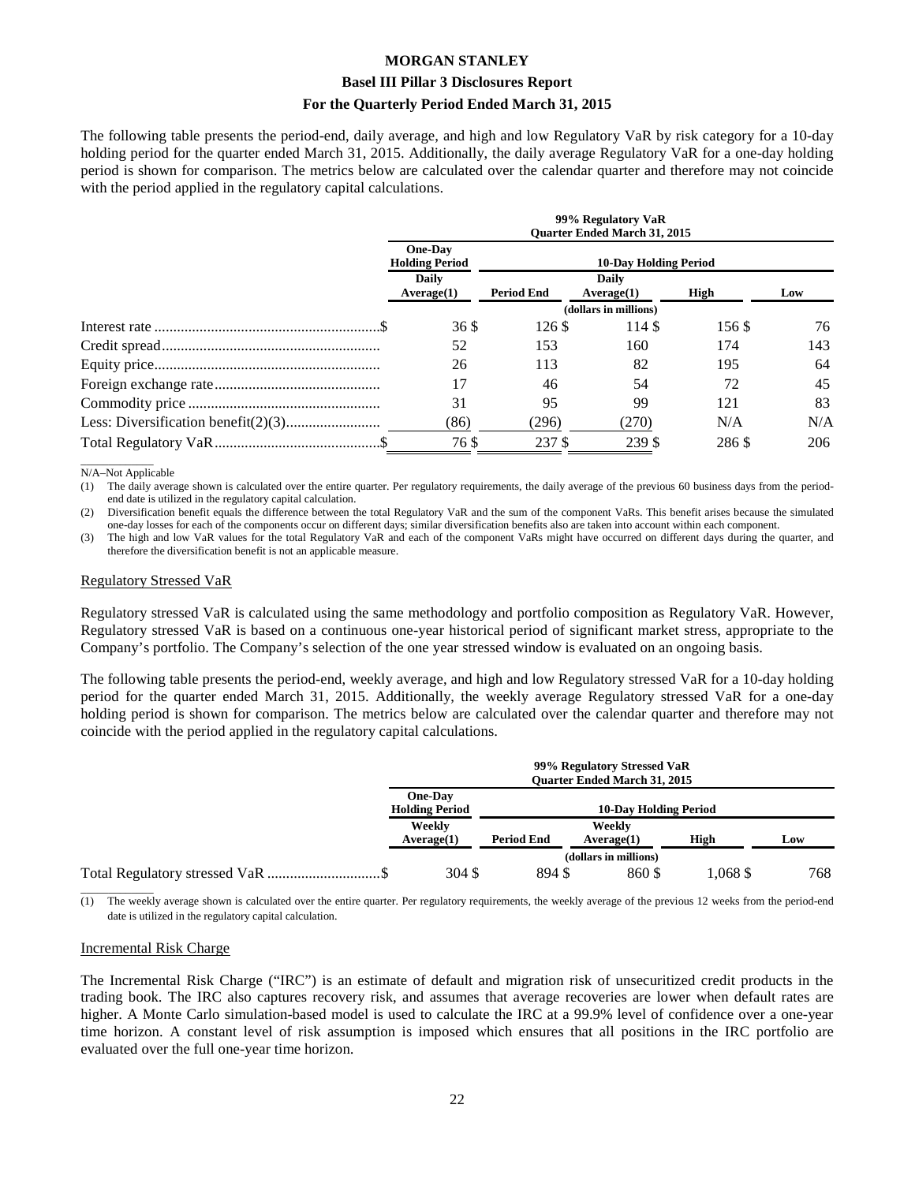The following table presents the period-end, daily average, and high and low Regulatory VaR by risk category for a 10-day holding period for the quarter ended March 31, 2015. Additionally, the daily average Regulatory VaR for a one-day holding period is shown for comparison. The metrics below are calculated over the calendar quarter and therefore may not coincide with the period applied in the regulatory capital calculations.

| | 99% Regulatory VaR Quarter Ended March 31, 2015 | | | | |
|---|---|---|---|---|---|
| | One-Day Holding Period | 10-Day Holding Period | | | |
| | Daily Average(1) | Period End | Daily Average(1) | High | Low |
| | | | (dollars in millions) | | |
| Interest rate | $ 36 | $ 126 | $ 114 | $ 156 | $ 76 |
| Credit spread | 52 | 153 | 160 | 174 | 143 |
| Equity price | 26 | 113 | 82 | 195 | 64 |
| Foreign exchange rate | 17 | 46 | 54 | 72 | 45 |
| Commodity price | 31 | 95 | 99 | 121 | 83 |
| Less: Diversification benefit(2)(3) | (86) | (296) | (270) | N/A | N/A |
| Total Regulatory VaR | $ 76 | $ 237 | $ 239 | $ 286 | $ 206 |

N/A–Not Applicable

(1) The daily average shown is calculated over the entire quarter. Per regulatory requirements, the daily average of the previous 60 business days from the period-end date is utilized in the regulatory capital calculation.

(2) Diversification benefit equals the difference between the total Regulatory VaR and the sum of the component VaRs. This benefit arises because the simulated one-day losses for each of the components occur on different days; similar diversification benefits also are taken into account within each component.

(3) The high and low VaR values for the total Regulatory VaR and each of the component VaRs might have occurred on different days during the quarter, and therefore the diversification benefit is not an applicable measure.

## Regulatory Stressed VaR

Regulatory stressed VaR is calculated using the same methodology and portfolio composition as Regulatory VaR. However, Regulatory stressed VaR is based on a continuous one-year historical period of significant market stress, appropriate to the Company's portfolio. The Company's selection of the one year stressed window is evaluated on an ongoing basis.

The following table presents the period-end, weekly average, and high and low Regulatory stressed VaR for a 10-day holding period for the quarter ended March 31, 2015. Additionally, the weekly average Regulatory stressed VaR for a one-day holding period is shown for comparison. The metrics below are calculated over the calendar quarter and therefore may not coincide with the period applied in the regulatory capital calculations.

| | 99% Regulatory Stressed VaR Quarter Ended March 31, 2015 | | | | |
|---|---|---|---|---|---|
| | One-Day Holding Period | 10-Day Holding Period | | | |
| | Weekly Average(1) | Period End | Weekly Average(1) | High | Low |
| | | | (dollars in millions) | | |
| Total Regulatory stressed VaR | $ 304 | $ 894 | $ 860 | $ 1,068 | $ 768 |

(1) The weekly average shown is calculated over the entire quarter. Per regulatory requirements, the weekly average of the previous 12 weeks from the period-end date is utilized in the regulatory capital calculation.

## Incremental Risk Charge

The Incremental Risk Charge ("IRC") is an estimate of default and migration risk of unsecuritized credit products in the trading book. The IRC also captures recovery risk, and assumes that average recoveries are lower when default rates are higher. A Monte Carlo simulation-based model is used to calculate the IRC at a 99.9% level of confidence over a one-year time horizon. A constant level of risk assumption is imposed which ensures that all positions in the IRC portfolio are evaluated over the full one-year time horizon.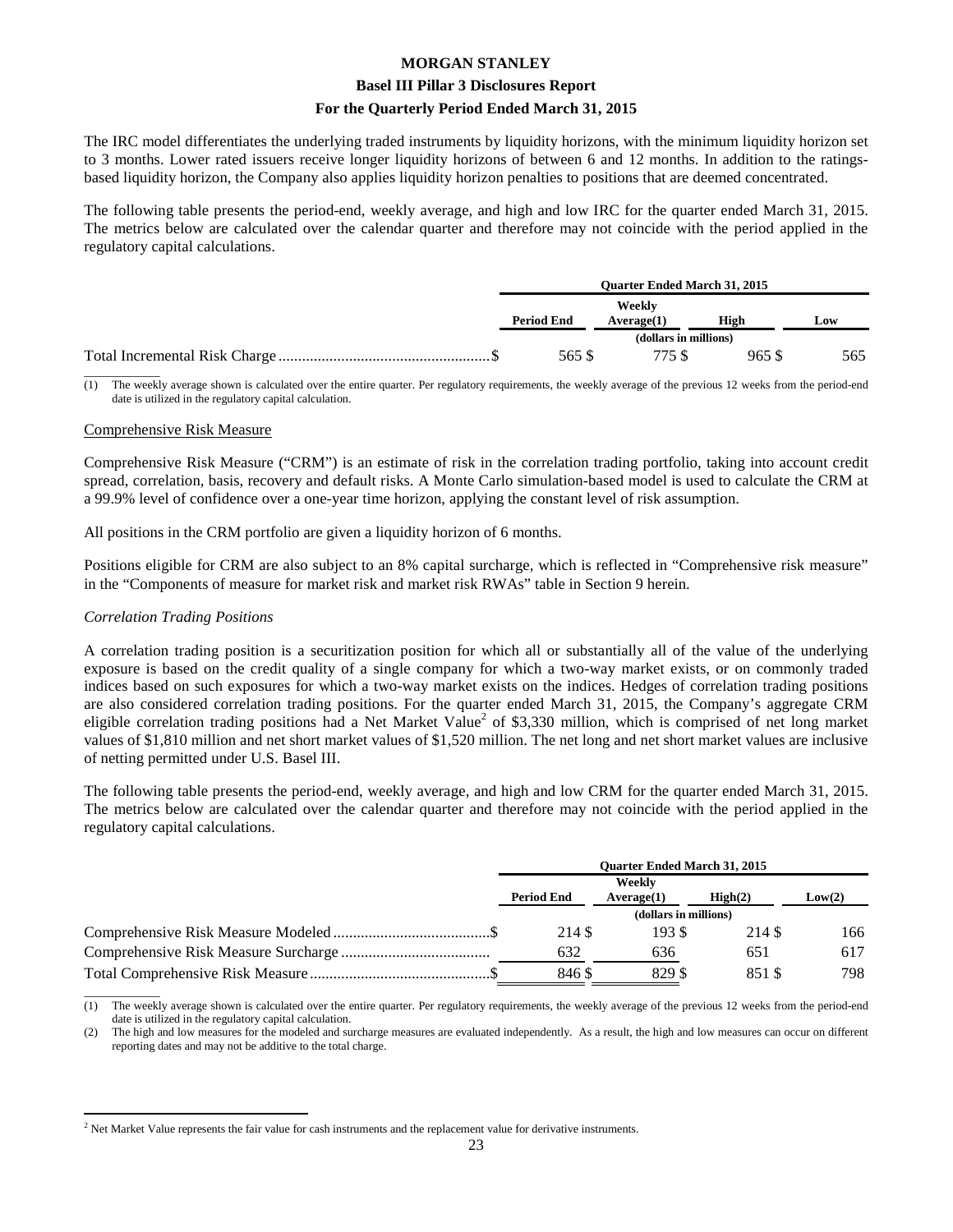The IRC model differentiates the underlying traded instruments by liquidity horizons, with the minimum liquidity horizon set to 3 months. Lower rated issuers receive longer liquidity horizons of between 6 and 12 months. In addition to the ratings-based liquidity horizon, the Company also applies liquidity horizon penalties to positions that are deemed concentrated.

The following table presents the period-end, weekly average, and high and low IRC for the quarter ended March 31, 2015. The metrics below are calculated over the calendar quarter and therefore may not coincide with the period applied in the regulatory capital calculations.

| | Quarter Ended March 31, 2015 | | | |
|---|---|---|---|---|
| | Period End | Weekly Average(1) | High | Low |
| | (dollars in millions) | | | |
| Total Incremental Risk Charge | $ 565 | $ 775 | $ 965 | $ 565 |

(1) The weekly average shown is calculated over the entire quarter. Per regulatory requirements, the weekly average of the previous 12 weeks from the period-end date is utilized in the regulatory capital calculation.

Comprehensive Risk Measure

Comprehensive Risk Measure ("CRM") is an estimate of risk in the correlation trading portfolio, taking into account credit spread, correlation, basis, recovery and default risks. A Monte Carlo simulation-based model is used to calculate the CRM at a 99.9% level of confidence over a one-year time horizon, applying the constant level of risk assumption.

All positions in the CRM portfolio are given a liquidity horizon of 6 months.

Positions eligible for CRM are also subject to an 8% capital surcharge, which is reflected in "Comprehensive risk measure" in the "Components of measure for market risk and market risk RWAs" table in Section 9 herein.

*Correlation Trading Positions*

A correlation trading position is a securitization position for which all or substantially all of the value of the underlying exposure is based on the credit quality of a single company for which a two-way market exists, or on commonly traded indices based on such exposures for which a two-way market exists on the indices. Hedges of correlation trading positions are also considered correlation trading positions. For the quarter ended March 31, 2015, the Company's aggregate CRM eligible correlation trading positions had a Net Market Value[2] of $3,330 million, which is comprised of net long market values of $1,810 million and net short market values of $1,520 million. The net long and net short market values are inclusive of netting permitted under U.S. Basel III.

The following table presents the period-end, weekly average, and high and low CRM for the quarter ended March 31, 2015. The metrics below are calculated over the calendar quarter and therefore may not coincide with the period applied in the regulatory capital calculations.

| | Quarter Ended March 31, 2015 | | | |
|---|---|---|---|---|
| | Period End | Weekly Average(1) | High(2) | Low(2) |
| | (dollars in millions) | | | |
| Comprehensive Risk Measure Modeled | $ 214 | $ 193 | $ 214 | $ 166 |
| Comprehensive Risk Measure Surcharge | 632 | 636 | 651 | 617 |
| Total Comprehensive Risk Measure | $ 846 | $ 829 | $ 851 | $ 798 |

(1) The weekly average shown is calculated over the entire quarter. Per regulatory requirements, the weekly average of the previous 12 weeks from the period-end date is utilized in the regulatory capital calculation.

(2) The high and low measures for the modeled and surcharge measures are evaluated independently. As a result, the high and low measures can occur on different reporting dates and may not be additive to the total charge.

[2] Net Market Value represents the fair value for cash instruments and the replacement value for derivative instruments.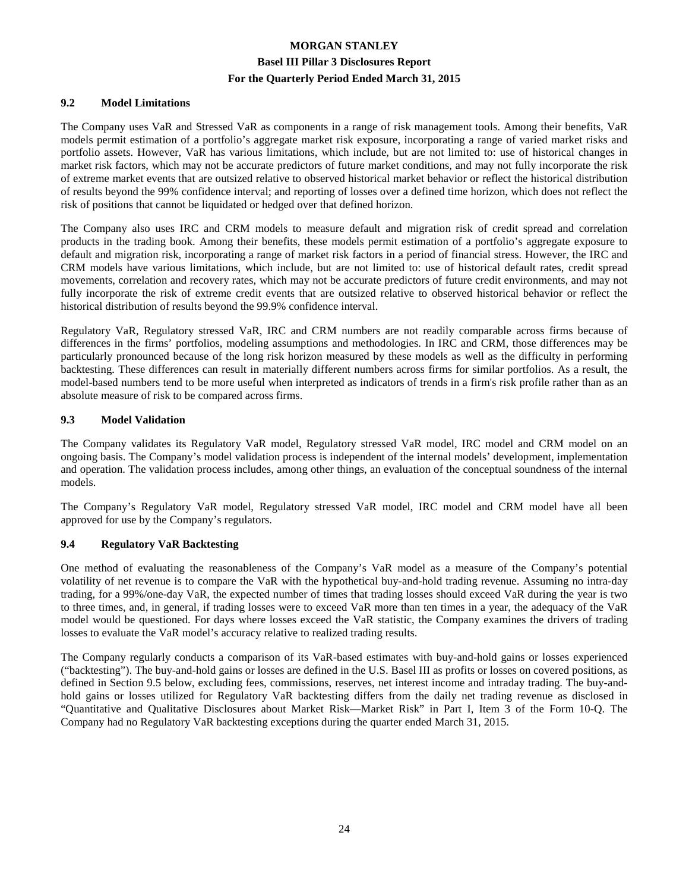### 9.2 Model Limitations

The Company uses VaR and Stressed VaR as components in a range of risk management tools. Among their benefits, VaR models permit estimation of a portfolio's aggregate market risk exposure, incorporating a range of varied market risks and portfolio assets. However, VaR has various limitations, which include, but are not limited to: use of historical changes in market risk factors, which may not be accurate predictors of future market conditions, and may not fully incorporate the risk of extreme market events that are outsized relative to observed historical market behavior or reflect the historical distribution of results beyond the 99% confidence interval; and reporting of losses over a defined time horizon, which does not reflect the risk of positions that cannot be liquidated or hedged over that defined horizon.

The Company also uses IRC and CRM models to measure default and migration risk of credit spread and correlation products in the trading book. Among their benefits, these models permit estimation of a portfolio's aggregate exposure to default and migration risk, incorporating a range of market risk factors in a period of financial stress. However, the IRC and CRM models have various limitations, which include, but are not limited to: use of historical default rates, credit spread movements, correlation and recovery rates, which may not be accurate predictors of future credit environments, and may not fully incorporate the risk of extreme credit events that are outsized relative to observed historical behavior or reflect the historical distribution of results beyond the 99.9% confidence interval.

Regulatory VaR, Regulatory stressed VaR, IRC and CRM numbers are not readily comparable across firms because of differences in the firms' portfolios, modeling assumptions and methodologies. In IRC and CRM, those differences may be particularly pronounced because of the long risk horizon measured by these models as well as the difficulty in performing backtesting. These differences can result in materially different numbers across firms for similar portfolios. As a result, the model-based numbers tend to be more useful when interpreted as indicators of trends in a firm's risk profile rather than as an absolute measure of risk to be compared across firms.

### 9.3 Model Validation

The Company validates its Regulatory VaR model, Regulatory stressed VaR model, IRC model and CRM model on an ongoing basis. The Company's model validation process is independent of the internal models' development, implementation and operation. The validation process includes, among other things, an evaluation of the conceptual soundness of the internal models.

The Company's Regulatory VaR model, Regulatory stressed VaR model, IRC model and CRM model have all been approved for use by the Company's regulators.

### 9.4 Regulatory VaR Backtesting

One method of evaluating the reasonableness of the Company's VaR model as a measure of the Company's potential volatility of net revenue is to compare the VaR with the hypothetical buy-and-hold trading revenue. Assuming no intra-day trading, for a 99%/one-day VaR, the expected number of times that trading losses should exceed VaR during the year is two to three times, and, in general, if trading losses were to exceed VaR more than ten times in a year, the adequacy of the VaR model would be questioned. For days where losses exceed the VaR statistic, the Company examines the drivers of trading losses to evaluate the VaR model's accuracy relative to realized trading results.

The Company regularly conducts a comparison of its VaR-based estimates with buy-and-hold gains or losses experienced ("backtesting"). The buy-and-hold gains or losses are defined in the U.S. Basel III as profits or losses on covered positions, as defined in Section 9.5 below, excluding fees, commissions, reserves, net interest income and intraday trading. The buy-and-hold gains or losses utilized for Regulatory VaR backtesting differs from the daily net trading revenue as disclosed in "Quantitative and Qualitative Disclosures about Market Risk—Market Risk" in Part I, Item 3 of the Form 10-Q. The Company had no Regulatory VaR backtesting exceptions during the quarter ended March 31, 2015.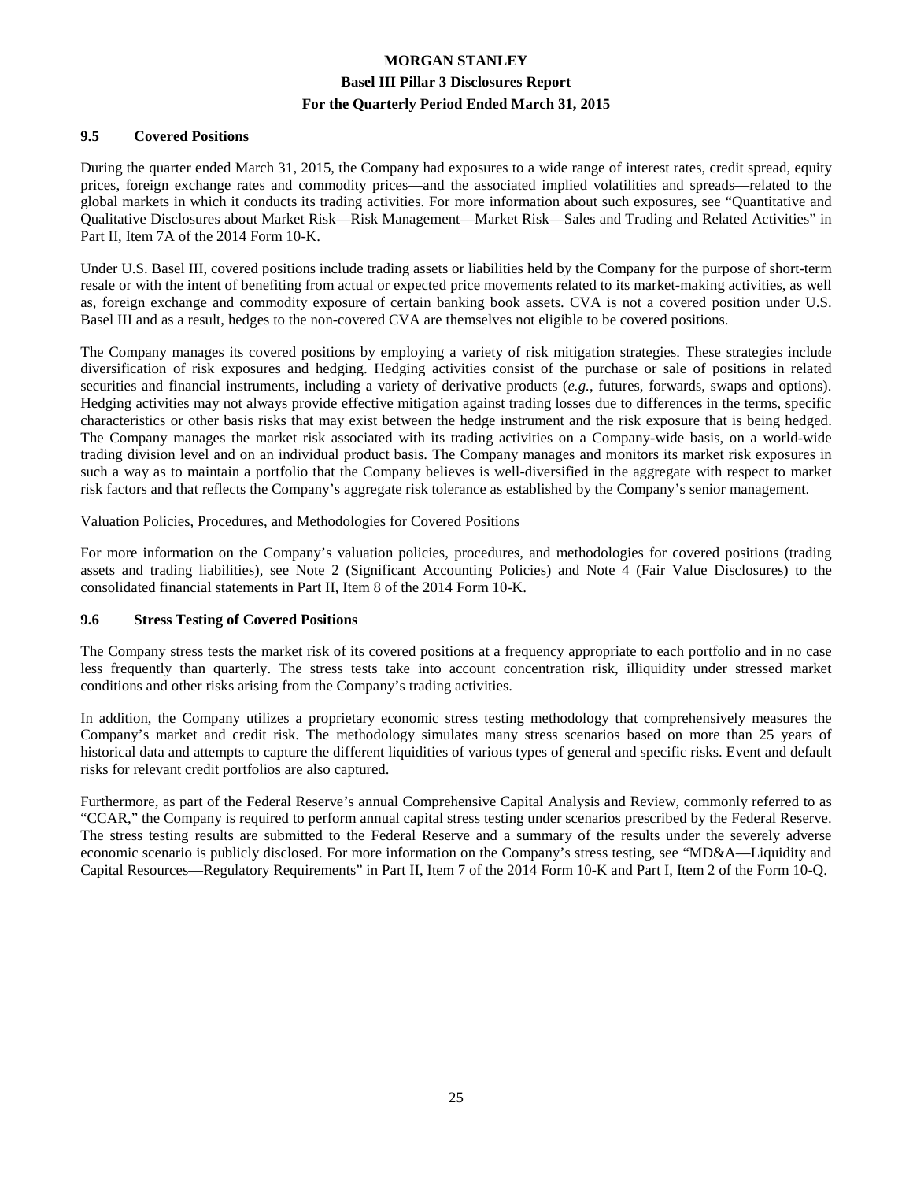### 9.5 Covered Positions

During the quarter ended March 31, 2015, the Company had exposures to a wide range of interest rates, credit spread, equity prices, foreign exchange rates and commodity prices—and the associated implied volatilities and spreads—related to the global markets in which it conducts its trading activities. For more information about such exposures, see "Quantitative and Qualitative Disclosures about Market Risk—Risk Management—Market Risk—Sales and Trading and Related Activities" in Part II, Item 7A of the 2014 Form 10-K.

Under U.S. Basel III, covered positions include trading assets or liabilities held by the Company for the purpose of short-term resale or with the intent of benefiting from actual or expected price movements related to its market-making activities, as well as, foreign exchange and commodity exposure of certain banking book assets. CVA is not a covered position under U.S. Basel III and as a result, hedges to the non-covered CVA are themselves not eligible to be covered positions.

The Company manages its covered positions by employing a variety of risk mitigation strategies. These strategies include diversification of risk exposures and hedging. Hedging activities consist of the purchase or sale of positions in related securities and financial instruments, including a variety of derivative products (*e.g.*, futures, forwards, swaps and options). Hedging activities may not always provide effective mitigation against trading losses due to differences in the terms, specific characteristics or other basis risks that may exist between the hedge instrument and the risk exposure that is being hedged. The Company manages the market risk associated with its trading activities on a Company-wide basis, on a world-wide trading division level and on an individual product basis. The Company manages and monitors its market risk exposures in such a way as to maintain a portfolio that the Company believes is well-diversified in the aggregate with respect to market risk factors and that reflects the Company's aggregate risk tolerance as established by the Company's senior management.

Valuation Policies, Procedures, and Methodologies for Covered Positions

For more information on the Company's valuation policies, procedures, and methodologies for covered positions (trading assets and trading liabilities), see Note 2 (Significant Accounting Policies) and Note 4 (Fair Value Disclosures) to the consolidated financial statements in Part II, Item 8 of the 2014 Form 10-K.

### 9.6 Stress Testing of Covered Positions

The Company stress tests the market risk of its covered positions at a frequency appropriate to each portfolio and in no case less frequently than quarterly. The stress tests take into account concentration risk, illiquidity under stressed market conditions and other risks arising from the Company's trading activities.

In addition, the Company utilizes a proprietary economic stress testing methodology that comprehensively measures the Company's market and credit risk. The methodology simulates many stress scenarios based on more than 25 years of historical data and attempts to capture the different liquidities of various types of general and specific risks. Event and default risks for relevant credit portfolios are also captured.

Furthermore, as part of the Federal Reserve's annual Comprehensive Capital Analysis and Review, commonly referred to as "CCAR," the Company is required to perform annual capital stress testing under scenarios prescribed by the Federal Reserve. The stress testing results are submitted to the Federal Reserve and a summary of the results under the severely adverse economic scenario is publicly disclosed. For more information on the Company's stress testing, see "MD&A—Liquidity and Capital Resources—Regulatory Requirements" in Part II, Item 7 of the 2014 Form 10-K and Part I, Item 2 of the Form 10-Q.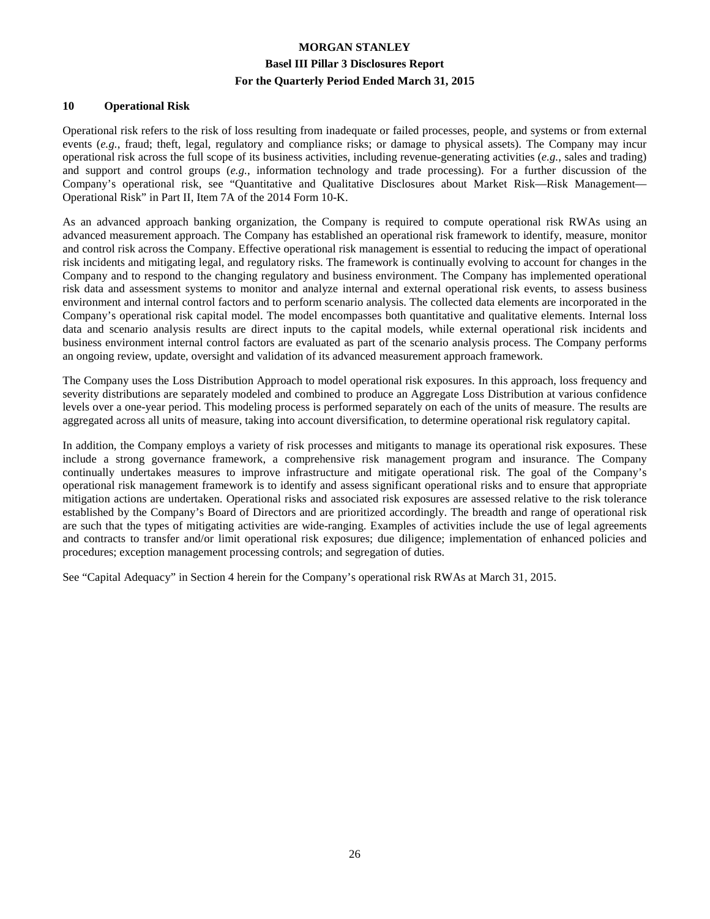## 10 Operational Risk

Operational risk refers to the risk of loss resulting from inadequate or failed processes, people, and systems or from external events (*e.g.*, fraud; theft, legal, regulatory and compliance risks; or damage to physical assets). The Company may incur operational risk across the full scope of its business activities, including revenue-generating activities (*e.g.*, sales and trading) and support and control groups (*e.g.*, information technology and trade processing). For a further discussion of the Company's operational risk, see "Quantitative and Qualitative Disclosures about Market Risk—Risk Management—Operational Risk" in Part II, Item 7A of the 2014 Form 10-K.

As an advanced approach banking organization, the Company is required to compute operational risk RWAs using an advanced measurement approach. The Company has established an operational risk framework to identify, measure, monitor and control risk across the Company. Effective operational risk management is essential to reducing the impact of operational risk incidents and mitigating legal, and regulatory risks. The framework is continually evolving to account for changes in the Company and to respond to the changing regulatory and business environment. The Company has implemented operational risk data and assessment systems to monitor and analyze internal and external operational risk events, to assess business environment and internal control factors and to perform scenario analysis. The collected data elements are incorporated in the Company's operational risk capital model. The model encompasses both quantitative and qualitative elements. Internal loss data and scenario analysis results are direct inputs to the capital models, while external operational risk incidents and business environment internal control factors are evaluated as part of the scenario analysis process. The Company performs an ongoing review, update, oversight and validation of its advanced measurement approach framework.

The Company uses the Loss Distribution Approach to model operational risk exposures. In this approach, loss frequency and severity distributions are separately modeled and combined to produce an Aggregate Loss Distribution at various confidence levels over a one-year period. This modeling process is performed separately on each of the units of measure. The results are aggregated across all units of measure, taking into account diversification, to determine operational risk regulatory capital.

In addition, the Company employs a variety of risk processes and mitigants to manage its operational risk exposures. These include a strong governance framework, a comprehensive risk management program and insurance. The Company continually undertakes measures to improve infrastructure and mitigate operational risk. The goal of the Company's operational risk management framework is to identify and assess significant operational risks and to ensure that appropriate mitigation actions are undertaken. Operational risks and associated risk exposures are assessed relative to the risk tolerance established by the Company's Board of Directors and are prioritized accordingly. The breadth and range of operational risk are such that the types of mitigating activities are wide-ranging. Examples of activities include the use of legal agreements and contracts to transfer and/or limit operational risk exposures; due diligence; implementation of enhanced policies and procedures; exception management processing controls; and segregation of duties.

See "Capital Adequacy" in Section 4 herein for the Company's operational risk RWAs at March 31, 2015.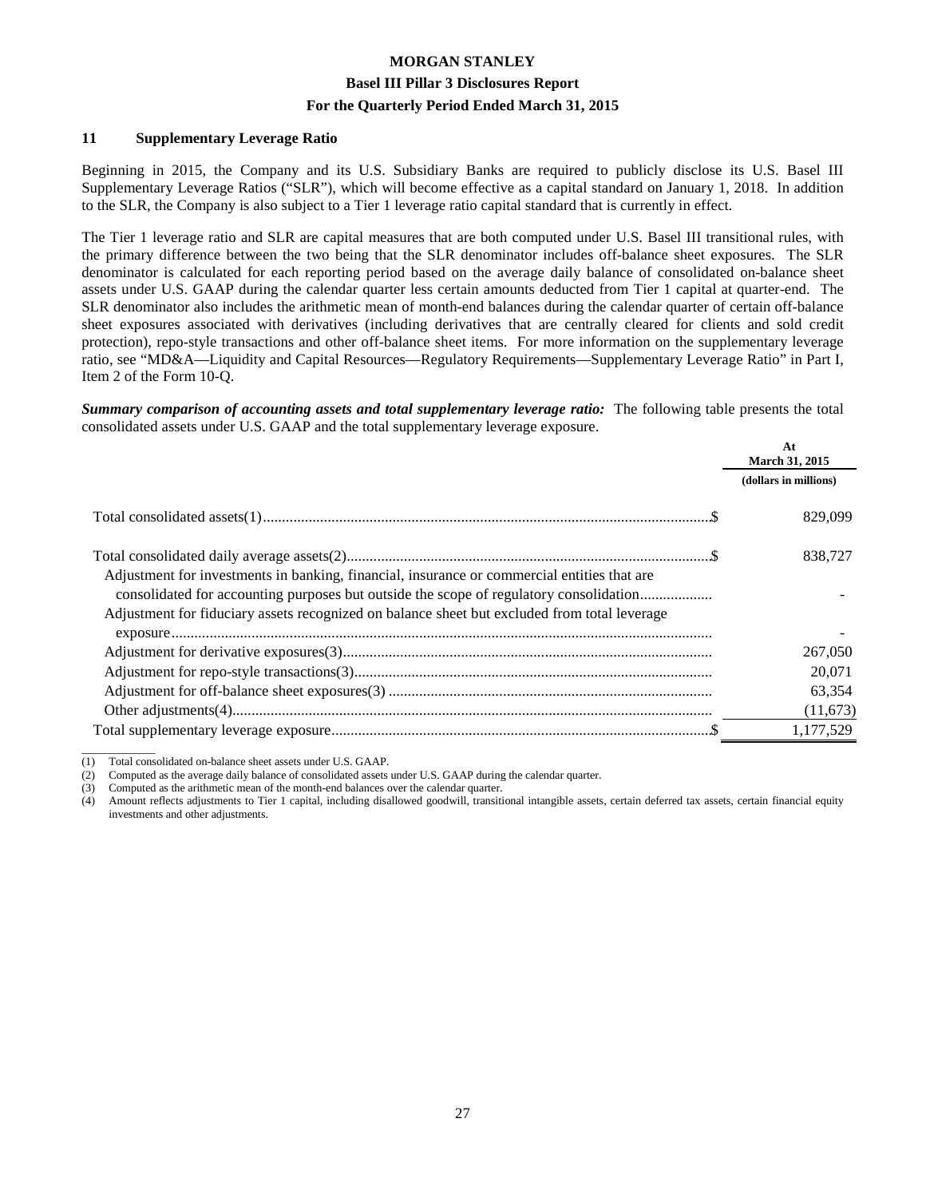## 11 Supplementary Leverage Ratio

Beginning in 2015, the Company and its U.S. Subsidiary Banks are required to publicly disclose its U.S. Basel III Supplementary Leverage Ratios ("SLR"), which will become effective as a capital standard on January 1, 2018. In addition to the SLR, the Company is also subject to a Tier 1 leverage ratio capital standard that is currently in effect.

The Tier 1 leverage ratio and SLR are capital measures that are both computed under U.S. Basel III transitional rules, with the primary difference between the two being that the SLR denominator includes off-balance sheet exposures. The SLR denominator is calculated for each reporting period based on the average daily balance of consolidated on-balance sheet assets under U.S. GAAP during the calendar quarter less certain amounts deducted from Tier 1 capital at quarter-end. The SLR denominator also includes the arithmetic mean of month-end balances during the calendar quarter of certain off-balance sheet exposures associated with derivatives (including derivatives that are centrally cleared for clients and sold credit protection), repo-style transactions and other off-balance sheet items. For more information on the supplementary leverage ratio, see "MD&A—Liquidity and Capital Resources—Regulatory Requirements—Supplementary Leverage Ratio" in Part I, Item 2 of the Form 10-Q.

***Summary comparison of accounting assets and total supplementary leverage ratio:*** The following table presents the total consolidated assets under U.S. GAAP and the total supplementary leverage exposure.

| | At March 31, 2015 |
|---|---|
| | (dollars in millions) |
| Total consolidated assets(1) | $ 829,099 |
| Total consolidated daily average assets(2) | $ 838,727 |
| Adjustment for investments in banking, financial, insurance or commercial entities that are consolidated for accounting purposes but outside the scope of regulatory consolidation | - |
| Adjustment for fiduciary assets recognized on balance sheet but excluded from total leverage exposure | - |
| Adjustment for derivative exposures(3) | 267,050 |
| Adjustment for repo-style transactions(3) | 20,071 |
| Adjustment for off-balance sheet exposures(3) | 63,354 |
| Other adjustments(4) | (11,673) |
| Total supplementary leverage exposure | $ 1,177,529 |

(1) Total consolidated on-balance sheet assets under U.S. GAAP.
(2) Computed as the average daily balance of consolidated assets under U.S. GAAP during the calendar quarter.
(3) Computed as the arithmetic mean of the month-end balances over the calendar quarter.
(4) Amount reflects adjustments to Tier 1 capital, including disallowed goodwill, transitional intangible assets, certain deferred tax assets, certain financial equity investments and other adjustments.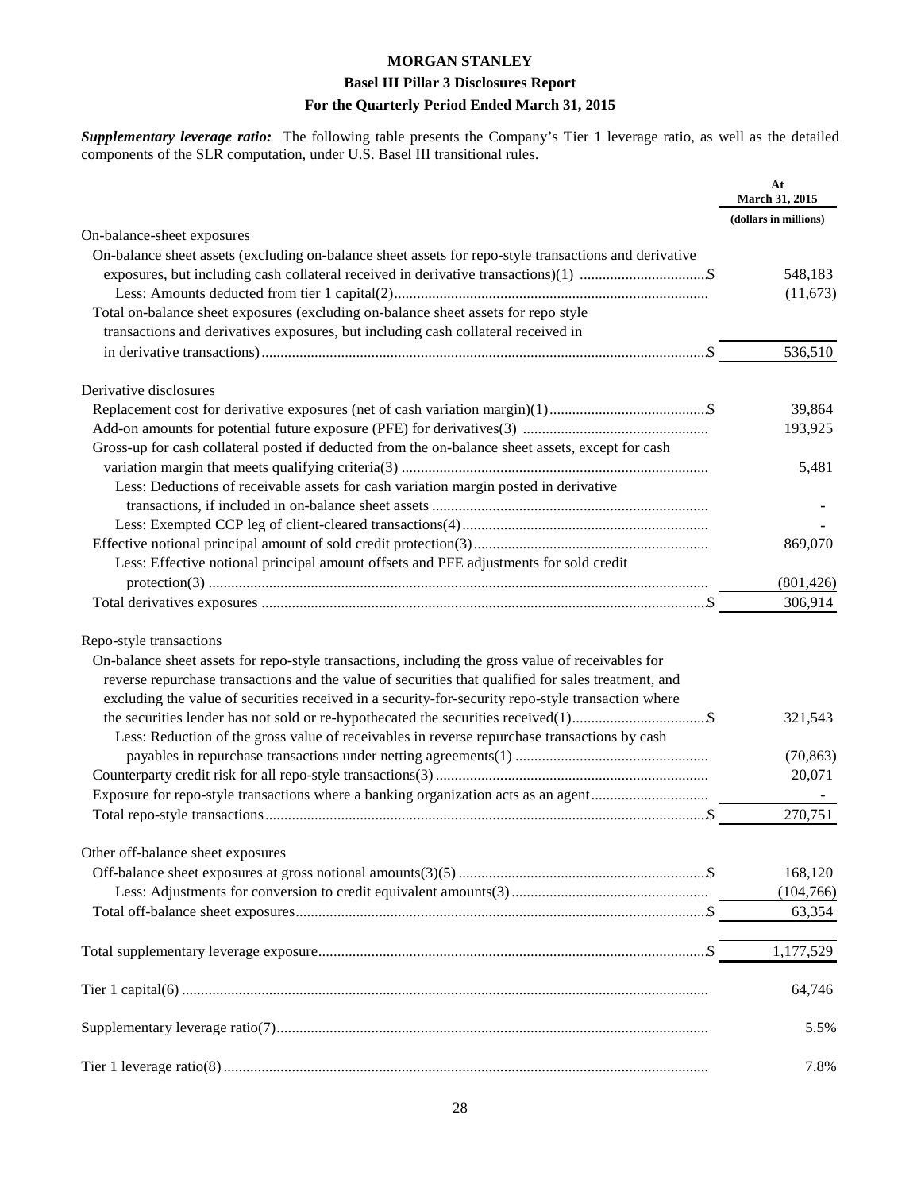# MORGAN STANLEY

## Basel III Pillar 3 Disclosures Report

## For the Quarterly Period Ended March 31, 2015

***Supplementary leverage ratio:*** The following table presents the Company's Tier 1 leverage ratio, as well as the detailed components of the SLR computation, under U.S. Basel III transitional rules.

| | At March 31, 2015 |
|---|---|
| | (dollars in millions) |
| **On-balance-sheet exposures** | |
| On-balance sheet assets (excluding on-balance sheet assets for repo-style transactions and derivative exposures, but including cash collateral received in derivative transactions)(1) | $ 548,183 |
| Less: Amounts deducted from tier 1 capital(2) | (11,673) |
| Total on-balance sheet exposures (excluding on-balance sheet assets for repo style transactions and derivatives exposures, but including cash collateral received in in derivative transactions) | $ 536,510 |
| **Derivative disclosures** | |
| Replacement cost for derivative exposures (net of cash variation margin)(1) | $ 39,864 |
| Add-on amounts for potential future exposure (PFE) for derivatives(3) | 193,925 |
| Gross-up for cash collateral posted if deducted from the on-balance sheet assets, except for cash variation margin that meets qualifying criteria(3) | 5,481 |
| Less: Deductions of receivable assets for cash variation margin posted in derivative transactions, if included in on-balance sheet assets | - |
| Less: Exempted CCP leg of client-cleared transactions(4) | - |
| Effective notional principal amount of sold credit protection(3) | 869,070 |
| Less: Effective notional principal amount offsets and PFE adjustments for sold credit protection(3) | (801,426) |
| Total derivatives exposures | $ 306,914 |
| **Repo-style transactions** | |
| On-balance sheet assets for repo-style transactions, including the gross value of receivables for reverse repurchase transactions and the value of securities that qualified for sales treatment, and excluding the value of securities received in a security-for-security repo-style transaction where the securities lender has not sold or re-hypothecated the securities received(1) | $ 321,543 |
| Less: Reduction of the gross value of receivables in reverse repurchase transactions by cash payables in repurchase transactions under netting agreements(1) | (70,863) |
| Counterparty credit risk for all repo-style transactions(3) | 20,071 |
| Exposure for repo-style transactions where a banking organization acts as an agent | - |
| Total repo-style transactions | $ 270,751 |
| **Other off-balance sheet exposures** | |
| Off-balance sheet exposures at gross notional amounts(3)(5) | $ 168,120 |
| Less: Adjustments for conversion to credit equivalent amounts(3) | (104,766) |
| Total off-balance sheet exposures | $ 63,354 |
| Total supplementary leverage exposure | $ 1,177,529 |
| Tier 1 capital(6) | 64,746 |
| Supplementary leverage ratio(7) | 5.5% |
| Tier 1 leverage ratio(8) | 7.8% |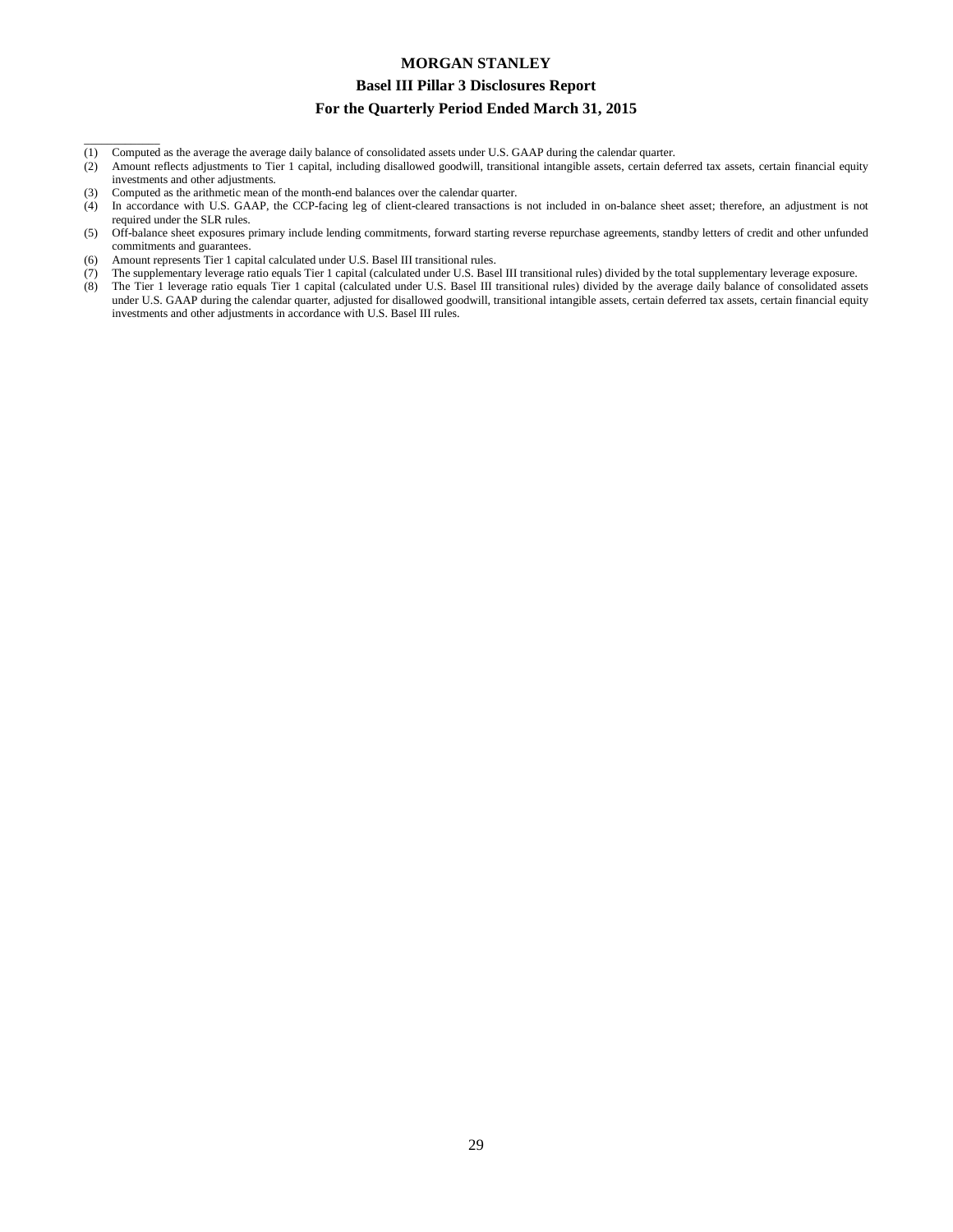(1) Computed as the average the average daily balance of consolidated assets under U.S. GAAP during the calendar quarter.
(2) Amount reflects adjustments to Tier 1 capital, including disallowed goodwill, transitional intangible assets, certain deferred tax assets, certain financial equity investments and other adjustments.
(3) Computed as the arithmetic mean of the month-end balances over the calendar quarter.
(4) In accordance with U.S. GAAP, the CCP-facing leg of client-cleared transactions is not included in on-balance sheet asset; therefore, an adjustment is not required under the SLR rules.
(5) Off-balance sheet exposures primary include lending commitments, forward starting reverse repurchase agreements, standby letters of credit and other unfunded commitments and guarantees.
(6) Amount represents Tier 1 capital calculated under U.S. Basel III transitional rules.
(7) The supplementary leverage ratio equals Tier 1 capital (calculated under U.S. Basel III transitional rules) divided by the total supplementary leverage exposure.
(8) The Tier 1 leverage ratio equals Tier 1 capital (calculated under U.S. Basel III transitional rules) divided by the average daily balance of consolidated assets under U.S. GAAP during the calendar quarter, adjusted for disallowed goodwill, transitional intangible assets, certain deferred tax assets, certain financial equity investments and other adjustments in accordance with U.S. Basel III rules.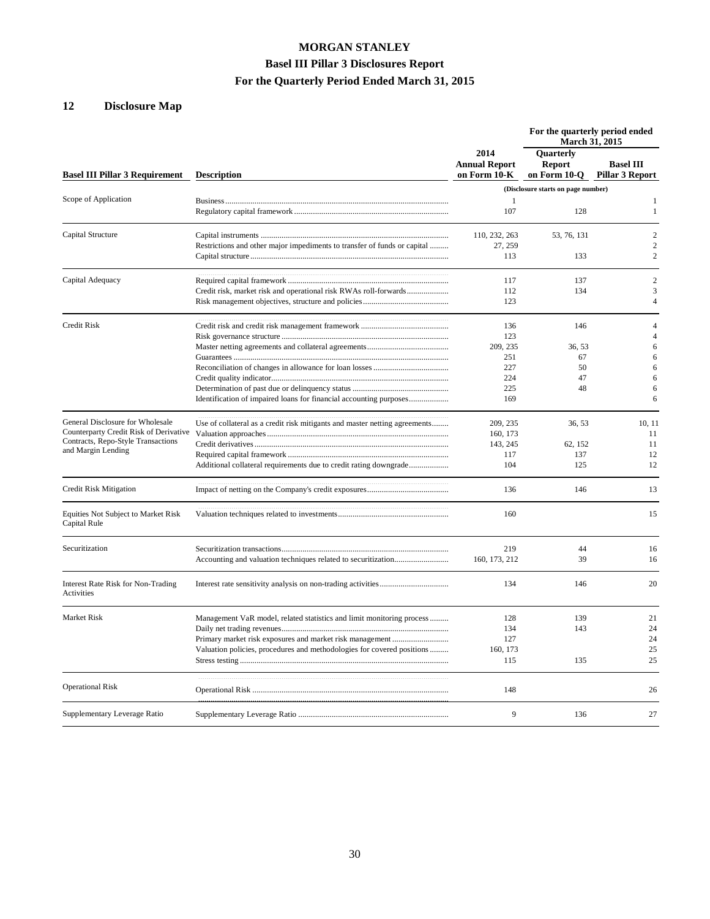# MORGAN STANLEY

## Basel III Pillar 3 Disclosures Report

## For the Quarterly Period Ended March 31, 2015

## 12 Disclosure Map

| | | | For the quarterly period ended March 31, 2015 | |
|---|---|---|---|---|
| **Basel III Pillar 3 Requirement** | **Description** | **2014 Annual Report on Form 10-K** | **Quarterly Report on Form 10-Q** | **Basel III Pillar 3 Report** |
| | | (Disclosure starts on page number) | | |
| Scope of Application | Business | 1 | | 1 |
| | Regulatory capital framework | 107 | 128 | 1 |
| Capital Structure | Capital instruments | 110, 232, 263 | 53, 76, 131 | 2 |
| | Restrictions and other major impediments to transfer of funds or capital | 27, 259 | | 2 |
| | Capital structure | 113 | 133 | 2 |
| Capital Adequacy | Required capital framework | 117 | 137 | 2 |
| | Credit risk, market risk and operational risk RWAs roll-forwards | 112 | 134 | 3 |
| | Risk management objectives, structure and policies | 123 | | 4 |
| Credit Risk | Credit risk and credit risk management framework | 136 | 146 | 4 |
| | Risk governance structure | 123 | | 4 |
| | Master netting agreements and collateral agreements | 209, 235 | 36, 53 | 6 |
| | Guarantees | 251 | 67 | 6 |
| | Reconciliation of changes in allowance for loan losses | 227 | 50 | 6 |
| | Credit quality indicator | 224 | 47 | 6 |
| | Determination of past due or delinquency status | 225 | 48 | 6 |
| | Identification of impaired loans for financial accounting purposes | 169 | | 6 |
| General Disclosure for Wholesale Counterparty Credit Risk of Derivative Contracts, Repo-Style Transactions and Margin Lending | Use of collateral as a credit risk mitigants and master netting agreements | 209, 235 | 36, 53 | 10, 11 |
| | Valuation approaches | 160, 173 | | 11 |
| | Credit derivatives | 143, 245 | 62, 152 | 11 |
| | Required capital framework | 117 | 137 | 12 |
| | Additional collateral requirements due to credit rating downgrade | 104 | 125 | 12 |
| Credit Risk Mitigation | Impact of netting on the Company's credit exposures | 136 | 146 | 13 |
| Equities Not Subject to Market Risk Capital Rule | Valuation techniques related to investments | 160 | | 15 |
| Securitization | Securitization transactions | 219 | 44 | 16 |
| | Accounting and valuation techniques related to securitization | 160, 173, 212 | 39 | 16 |
| Interest Rate Risk for Non-Trading Activities | Interest rate sensitivity analysis on non-trading activities | 134 | 146 | 20 |
| Market Risk | Management VaR model, related statistics and limit monitoring process | 128 | 139 | 21 |
| | Daily net trading revenues | 134 | 143 | 24 |
| | Primary market risk exposures and market risk management | 127 | | 24 |
| | Valuation policies, procedures and methodologies for covered positions | 160, 173 | | 25 |
| | Stress testing | 115 | 135 | 25 |
| Operational Risk | Operational Risk | 148 | | 26 |
| Supplementary Leverage Ratio | Supplementary Leverage Ratio | 9 | 136 | 27 |